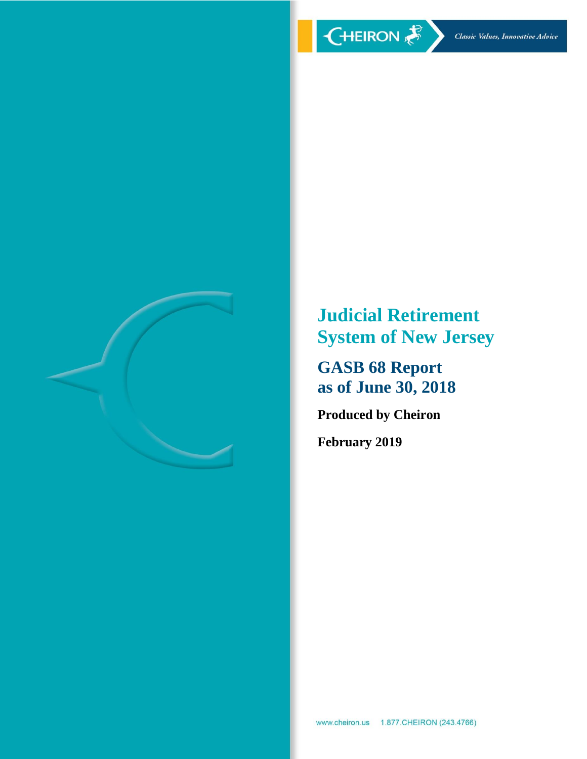CHEIRON

*Classic Values, Innovative Advice*

# Judicial Retirement System of New Jersey

## GASB 68 Report as of June 30, 2018

**Produced by Cheiron**

**February 2019**

www.cheiron.us 1.877.CHEIRON (243.4766)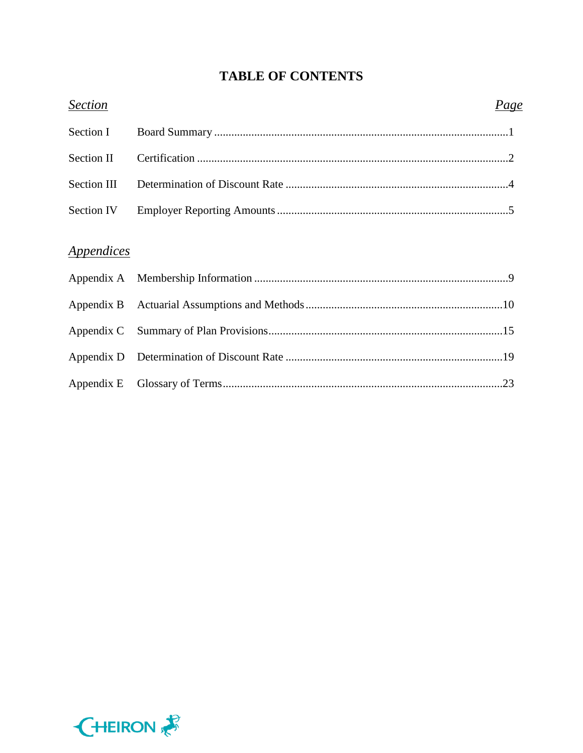# TABLE OF CONTENTS

| *Section* | | *Page* |
|---|---|---|
| Section I | Board Summary | 1 |
| Section II | Certification | 2 |
| Section III | Determination of Discount Rate | 4 |
| Section IV | Employer Reporting Amounts | 5 |

| *Appendices* | | |
|---|---|---|
| Appendix A | Membership Information | 9 |
| Appendix B | Actuarial Assumptions and Methods | 10 |
| Appendix C | Summary of Plan Provisions | 15 |
| Appendix D | Determination of Discount Rate | 19 |
| Appendix E | Glossary of Terms | 23 |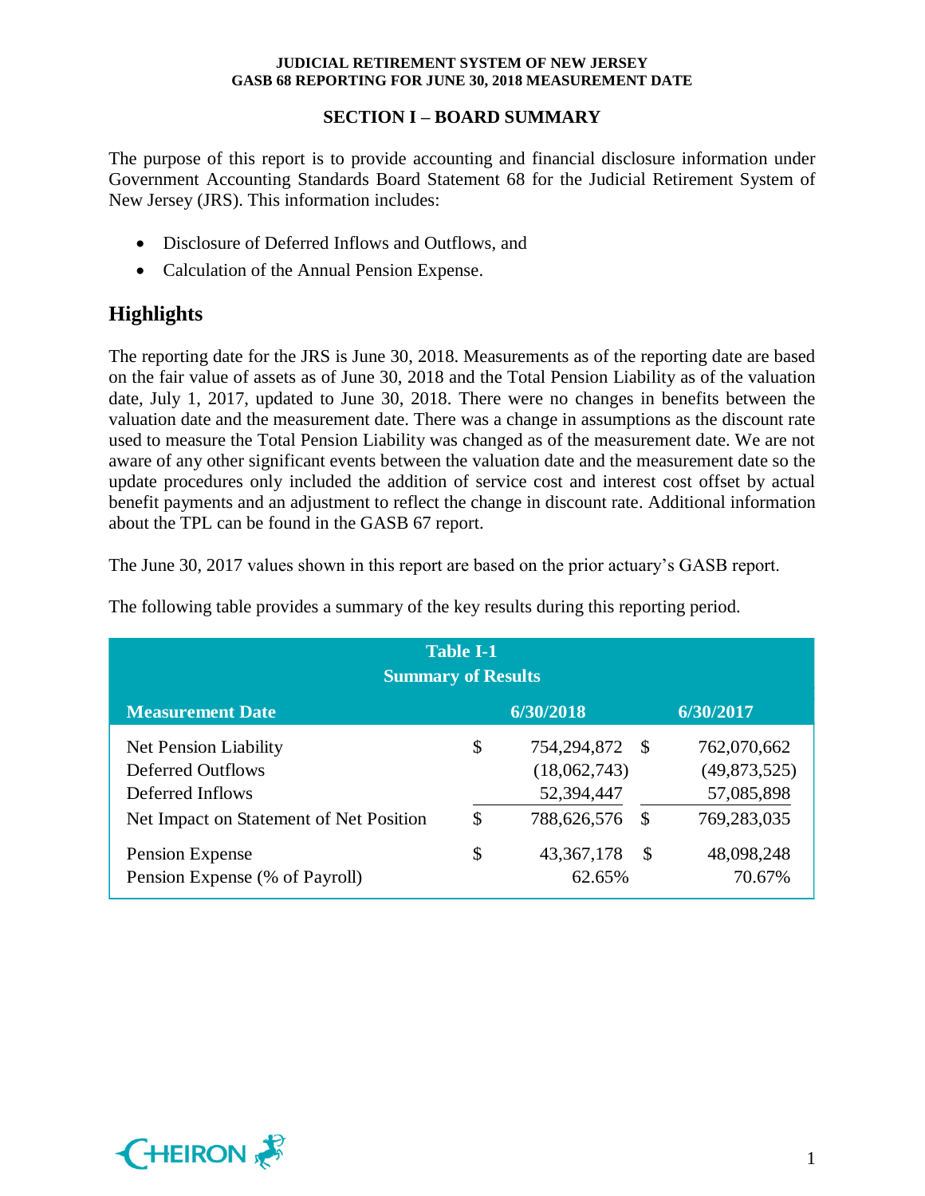## SECTION I – BOARD SUMMARY

The purpose of this report is to provide accounting and financial disclosure information under Government Accounting Standards Board Statement 68 for the Judicial Retirement System of New Jersey (JRS). This information includes:

- Disclosure of Deferred Inflows and Outflows, and
- Calculation of the Annual Pension Expense.

## Highlights

The reporting date for the JRS is June 30, 2018. Measurements as of the reporting date are based on the fair value of assets as of June 30, 2018 and the Total Pension Liability as of the valuation date, July 1, 2017, updated to June 30, 2018. There were no changes in benefits between the valuation date and the measurement date. There was a change in assumptions as the discount rate used to measure the Total Pension Liability was changed as of the measurement date. We are not aware of any other significant events between the valuation date and the measurement date so the update procedures only included the addition of service cost and interest cost offset by actual benefit payments and an adjustment to reflect the change in discount rate. Additional information about the TPL can be found in the GASB 67 report.

The June 30, 2017 values shown in this report are based on the prior actuary's GASB report.

The following table provides a summary of the key results during this reporting period.

**Table I-1**
**Summary of Results**

| Measurement Date | 6/30/2018 | 6/30/2017 |
|---|---|---|
| Net Pension Liability | $ 754,294,872 | $ 762,070,662 |
| Deferred Outflows | (18,062,743) | (49,873,525) |
| Deferred Inflows | 52,394,447 | 57,085,898 |
| Net Impact on Statement of Net Position | $ 788,626,576 | $ 769,283,035 |
| Pension Expense | $ 43,367,178 | $ 48,098,248 |
| Pension Expense (% of Payroll) | 62.65% | 70.67% |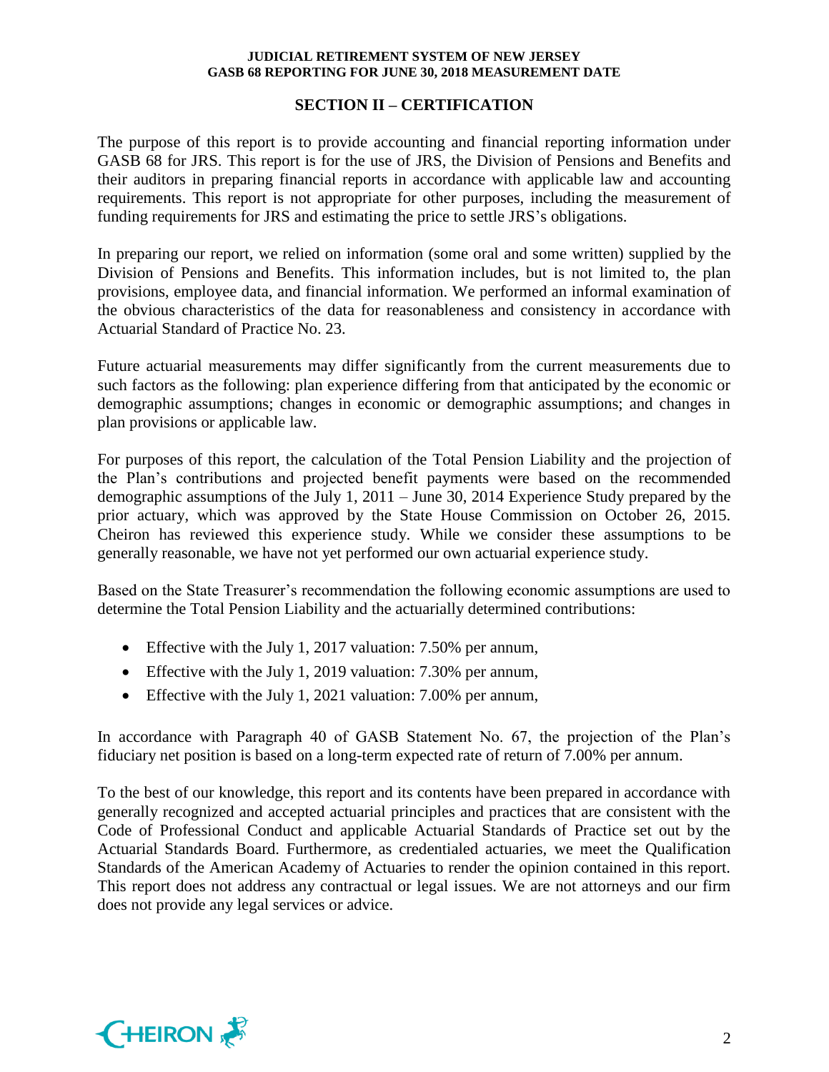## SECTION II – CERTIFICATION

The purpose of this report is to provide accounting and financial reporting information under GASB 68 for JRS. This report is for the use of JRS, the Division of Pensions and Benefits and their auditors in preparing financial reports in accordance with applicable law and accounting requirements. This report is not appropriate for other purposes, including the measurement of funding requirements for JRS and estimating the price to settle JRS's obligations.

In preparing our report, we relied on information (some oral and some written) supplied by the Division of Pensions and Benefits. This information includes, but is not limited to, the plan provisions, employee data, and financial information. We performed an informal examination of the obvious characteristics of the data for reasonableness and consistency in accordance with Actuarial Standard of Practice No. 23.

Future actuarial measurements may differ significantly from the current measurements due to such factors as the following: plan experience differing from that anticipated by the economic or demographic assumptions; changes in economic or demographic assumptions; and changes in plan provisions or applicable law.

For purposes of this report, the calculation of the Total Pension Liability and the projection of the Plan's contributions and projected benefit payments were based on the recommended demographic assumptions of the July 1, 2011 – June 30, 2014 Experience Study prepared by the prior actuary, which was approved by the State House Commission on October 26, 2015. Cheiron has reviewed this experience study. While we consider these assumptions to be generally reasonable, we have not yet performed our own actuarial experience study.

Based on the State Treasurer's recommendation the following economic assumptions are used to determine the Total Pension Liability and the actuarially determined contributions:

- Effective with the July 1, 2017 valuation: 7.50% per annum,
- Effective with the July 1, 2019 valuation: 7.30% per annum,
- Effective with the July 1, 2021 valuation: 7.00% per annum,

In accordance with Paragraph 40 of GASB Statement No. 67, the projection of the Plan's fiduciary net position is based on a long-term expected rate of return of 7.00% per annum.

To the best of our knowledge, this report and its contents have been prepared in accordance with generally recognized and accepted actuarial principles and practices that are consistent with the Code of Professional Conduct and applicable Actuarial Standards of Practice set out by the Actuarial Standards Board. Furthermore, as credentialed actuaries, we meet the Qualification Standards of the American Academy of Actuaries to render the opinion contained in this report. This report does not address any contractual or legal issues. We are not attorneys and our firm does not provide any legal services or advice.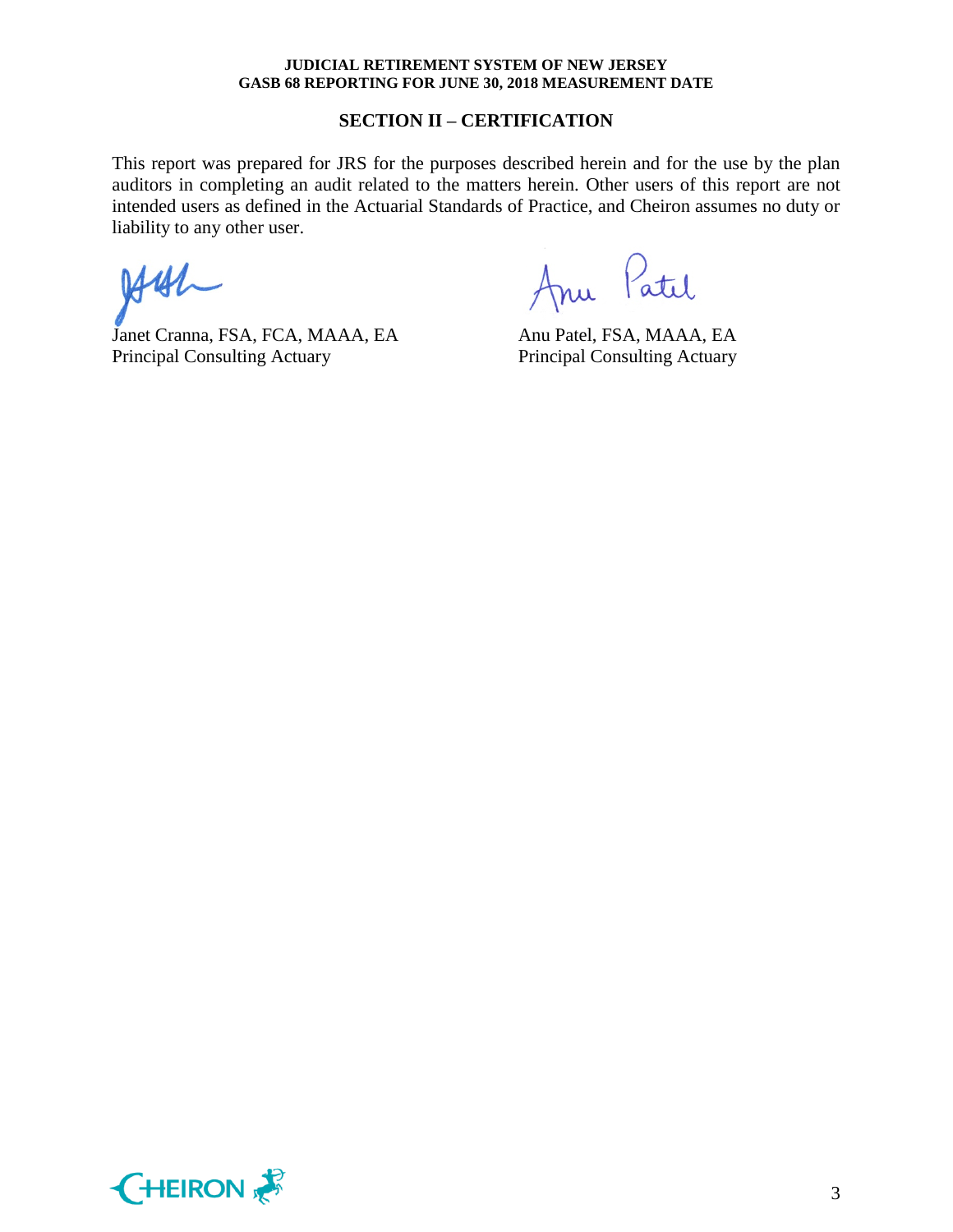## SECTION II – CERTIFICATION

This report was prepared for JRS for the purposes described herein and for the use by the plan auditors in completing an audit related to the matters herein. Other users of this report are not intended users as defined in the Actuarial Standards of Practice, and Cheiron assumes no duty or liability to any other user.

| | |
|---|---|
| Janet Cranna, FSA, FCA, MAAA, EA | Anu Patel, FSA, MAAA, EA |
| Principal Consulting Actuary | Principal Consulting Actuary |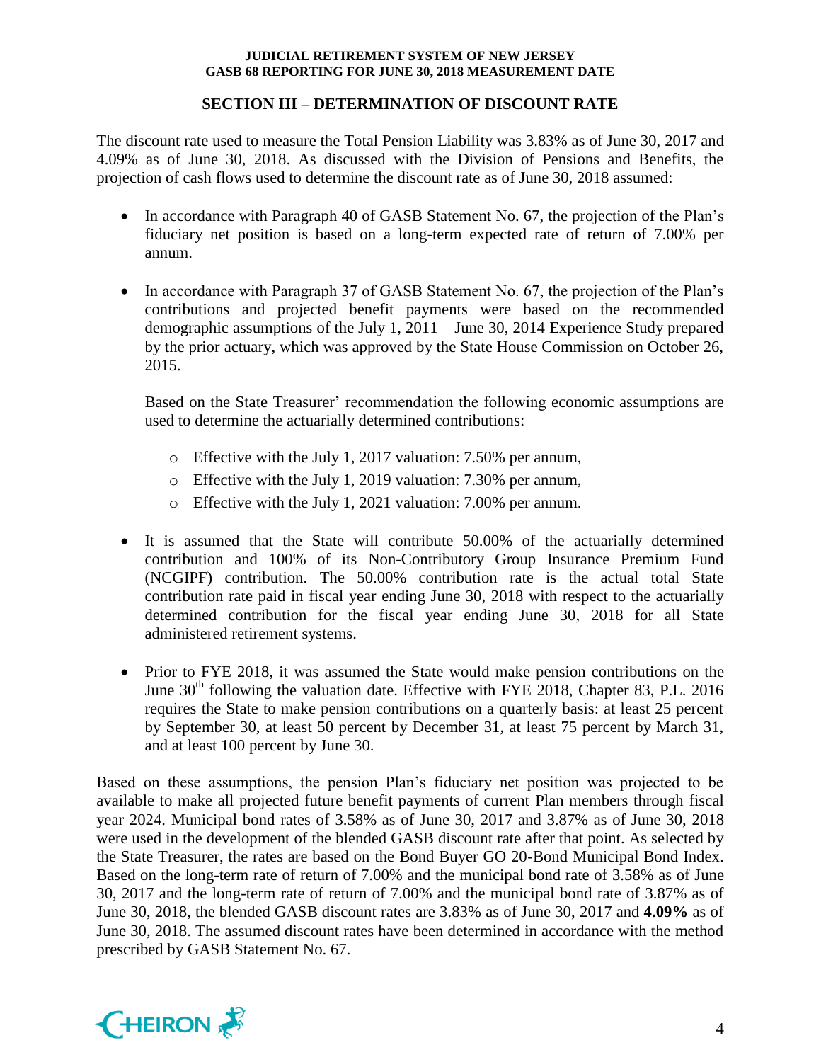## SECTION III – DETERMINATION OF DISCOUNT RATE

The discount rate used to measure the Total Pension Liability was 3.83% as of June 30, 2017 and 4.09% as of June 30, 2018. As discussed with the Division of Pensions and Benefits, the projection of cash flows used to determine the discount rate as of June 30, 2018 assumed:

- In accordance with Paragraph 40 of GASB Statement No. 67, the projection of the Plan's fiduciary net position is based on a long-term expected rate of return of 7.00% per annum.

- In accordance with Paragraph 37 of GASB Statement No. 67, the projection of the Plan's contributions and projected benefit payments were based on the recommended demographic assumptions of the July 1, 2011 – June 30, 2014 Experience Study prepared by the prior actuary, which was approved by the State House Commission on October 26, 2015.

  Based on the State Treasurer' recommendation the following economic assumptions are used to determine the actuarially determined contributions:

  - Effective with the July 1, 2017 valuation: 7.50% per annum,
  - Effective with the July 1, 2019 valuation: 7.30% per annum,
  - Effective with the July 1, 2021 valuation: 7.00% per annum.

- It is assumed that the State will contribute 50.00% of the actuarially determined contribution and 100% of its Non-Contributory Group Insurance Premium Fund (NCGIPF) contribution. The 50.00% contribution rate is the actual total State contribution rate paid in fiscal year ending June 30, 2018 with respect to the actuarially determined contribution for the fiscal year ending June 30, 2018 for all State administered retirement systems.

- Prior to FYE 2018, it was assumed the State would make pension contributions on the June 30th following the valuation date. Effective with FYE 2018, Chapter 83, P.L. 2016 requires the State to make pension contributions on a quarterly basis: at least 25 percent by September 30, at least 50 percent by December 31, at least 75 percent by March 31, and at least 100 percent by June 30.

Based on these assumptions, the pension Plan's fiduciary net position was projected to be available to make all projected future benefit payments of current Plan members through fiscal year 2024. Municipal bond rates of 3.58% as of June 30, 2017 and 3.87% as of June 30, 2018 were used in the development of the blended GASB discount rate after that point. As selected by the State Treasurer, the rates are based on the Bond Buyer GO 20-Bond Municipal Bond Index. Based on the long-term rate of return of 7.00% and the municipal bond rate of 3.58% as of June 30, 2017 and the long-term rate of return of 7.00% and the municipal bond rate of 3.87% as of June 30, 2018, the blended GASB discount rates are 3.83% as of June 30, 2017 and **4.09%** as of June 30, 2018. The assumed discount rates have been determined in accordance with the method prescribed by GASB Statement No. 67.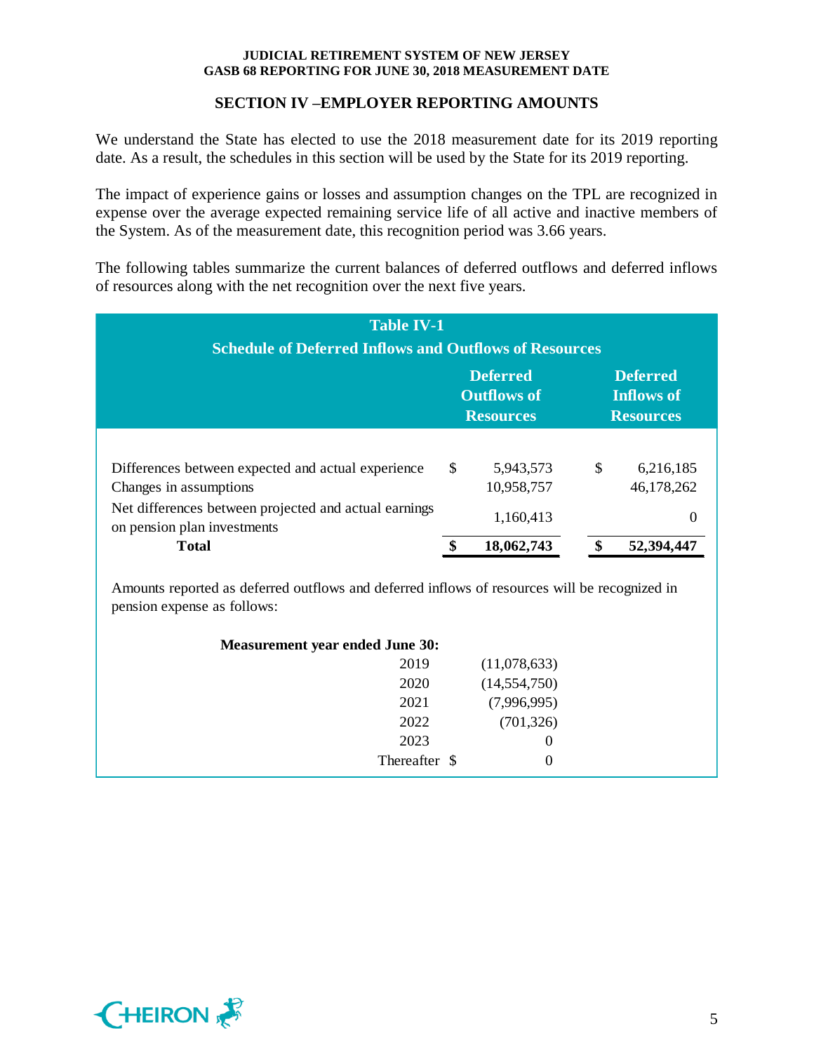## SECTION IV –EMPLOYER REPORTING AMOUNTS

We understand the State has elected to use the 2018 measurement date for its 2019 reporting date. As a result, the schedules in this section will be used by the State for its 2019 reporting.

The impact of experience gains or losses and assumption changes on the TPL are recognized in expense over the average expected remaining service life of all active and inactive members of the System. As of the measurement date, this recognition period was 3.66 years.

The following tables summarize the current balances of deferred outflows and deferred inflows of resources along with the net recognition over the next five years.

**Table IV-1**
**Schedule of Deferred Inflows and Outflows of Resources**

| | Deferred Outflows of Resources | Deferred Inflows of Resources |
|---|---|---|
| Differences between expected and actual experience | $ 5,943,573 | $ 6,216,185 |
| Changes in assumptions | 10,958,757 | 46,178,262 |
| Net differences between projected and actual earnings on pension plan investments | 1,160,413 | 0 |
| **Total** | **$ 18,062,743** | **$ 52,394,447** |

Amounts reported as deferred outflows and deferred inflows of resources will be recognized in pension expense as follows:

| **Measurement year ended June 30:** | |
|---|---|
| 2019 | (11,078,633) |
| 2020 | (14,554,750) |
| 2021 | (7,996,995) |
| 2022 | (701,326) |
| 2023 | 0 |
| Thereafter | $ 0 |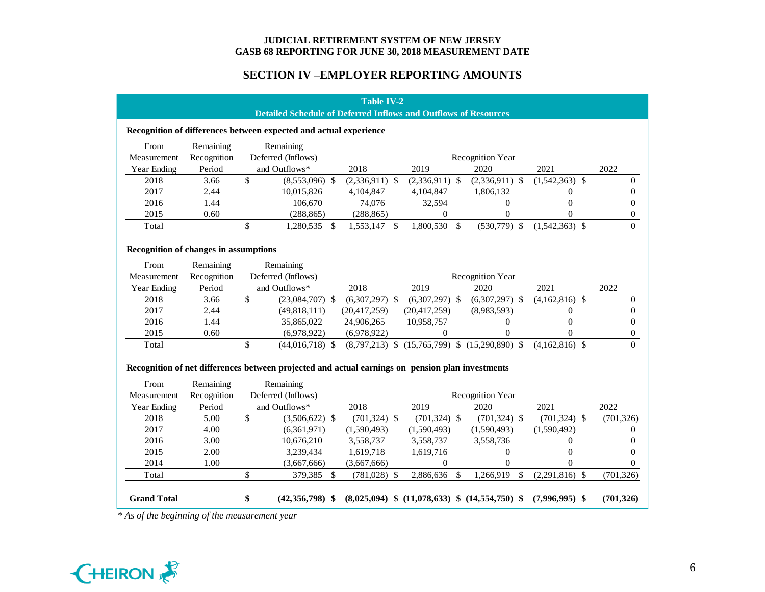# JUDICIAL RETIREMENT SYSTEM OF NEW JERSEY
## GASB 68 REPORTING FOR JUNE 30, 2018 MEASUREMENT DATE

## SECTION IV –EMPLOYER REPORTING AMOUNTS

### Table IV-2
### Detailed Schedule of Deferred Inflows and Outflows of Resources

**Recognition of differences between expected and actual experience**

| From Measurement Year Ending | Remaining Recognition Period | Remaining Deferred (Inflows) and Outflows* | Recognition Year 2018 | 2019 | 2020 | 2021 | 2022 |
|---|---|---|---|---|---|---|---|
| 2018 | 3.66 | $ (8,553,096) | $ (2,336,911) | $ (2,336,911) | $ (2,336,911) | $ (1,542,363) | $ 0 |
| 2017 | 2.44 | 10,015,826 | 4,104,847 | 4,104,847 | 1,806,132 | 0 | 0 |
| 2016 | 1.44 | 106,670 | 74,076 | 32,594 | 0 | 0 | 0 |
| 2015 | 0.60 | (288,865) | (288,865) | 0 | 0 | 0 | 0 |
| Total | | $ 1,280,535 | $ 1,553,147 | $ 1,800,530 | $ (530,779) | $ (1,542,363) | $ 0 |

**Recognition of changes in assumptions**

| From Measurement Year Ending | Remaining Recognition Period | Remaining Deferred (Inflows) and Outflows* | Recognition Year 2018 | 2019 | 2020 | 2021 | 2022 |
|---|---|---|---|---|---|---|---|
| 2018 | 3.66 | $ (23,084,707) | $ (6,307,297) | $ (6,307,297) | $ (6,307,297) | $ (4,162,816) | $ 0 |
| 2017 | 2.44 | (49,818,111) | (20,417,259) | (20,417,259) | (8,983,593) | 0 | 0 |
| 2016 | 1.44 | 35,865,022 | 24,906,265 | 10,958,757 | 0 | 0 | 0 |
| 2015 | 0.60 | (6,978,922) | (6,978,922) | 0 | 0 | 0 | 0 |
| Total | | $ (44,016,718) | $ (8,797,213) | $ (15,765,799) | $ (15,290,890) | $ (4,162,816) | $ 0 |

**Recognition of net differences between projected and actual earnings on pension plan investments**

| From Measurement Year Ending | Remaining Recognition Period | Remaining Deferred (Inflows) and Outflows* | Recognition Year 2018 | 2019 | 2020 | 2021 | 2022 |
|---|---|---|---|---|---|---|---|
| 2018 | 5.00 | $ (3,506,622) | $ (701,324) | $ (701,324) | $ (701,324) | $ (701,324) | $ (701,326) |
| 2017 | 4.00 | (6,361,971) | (1,590,493) | (1,590,493) | (1,590,493) | (1,590,492) | 0 |
| 2016 | 3.00 | 10,676,210 | 3,558,737 | 3,558,737 | 3,558,736 | 0 | 0 |
| 2015 | 2.00 | 3,239,434 | 1,619,718 | 1,619,716 | 0 | 0 | 0 |
| 2014 | 1.00 | (3,667,666) | (3,667,666) | 0 | 0 | 0 | 0 |
| Total | | $ 379,385 | $ (781,028) | $ 2,886,636 | $ 1,266,919 | $ (2,291,816) | $ (701,326) |
| **Grand Total** | | **$ (42,356,798)** | **$ (8,025,094)** | **$ (11,078,633)** | **$ (14,554,750)** | **$ (7,996,995)** | **$ (701,326)** |

*\* As of the beginning of the measurement year*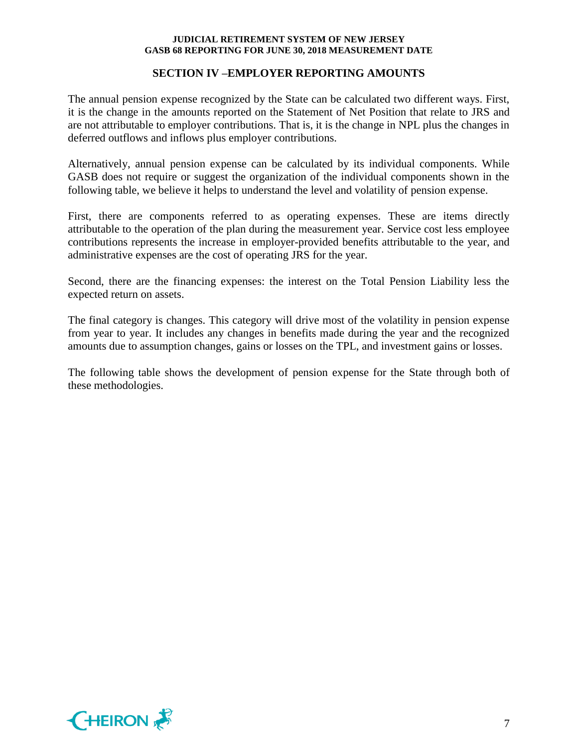## SECTION IV –EMPLOYER REPORTING AMOUNTS

The annual pension expense recognized by the State can be calculated two different ways. First, it is the change in the amounts reported on the Statement of Net Position that relate to JRS and are not attributable to employer contributions. That is, it is the change in NPL plus the changes in deferred outflows and inflows plus employer contributions.

Alternatively, annual pension expense can be calculated by its individual components. While GASB does not require or suggest the organization of the individual components shown in the following table, we believe it helps to understand the level and volatility of pension expense.

First, there are components referred to as operating expenses. These are items directly attributable to the operation of the plan during the measurement year. Service cost less employee contributions represents the increase in employer-provided benefits attributable to the year, and administrative expenses are the cost of operating JRS for the year.

Second, there are the financing expenses: the interest on the Total Pension Liability less the expected return on assets.

The final category is changes. This category will drive most of the volatility in pension expense from year to year. It includes any changes in benefits made during the year and the recognized amounts due to assumption changes, gains or losses on the TPL, and investment gains or losses.

The following table shows the development of pension expense for the State through both of these methodologies.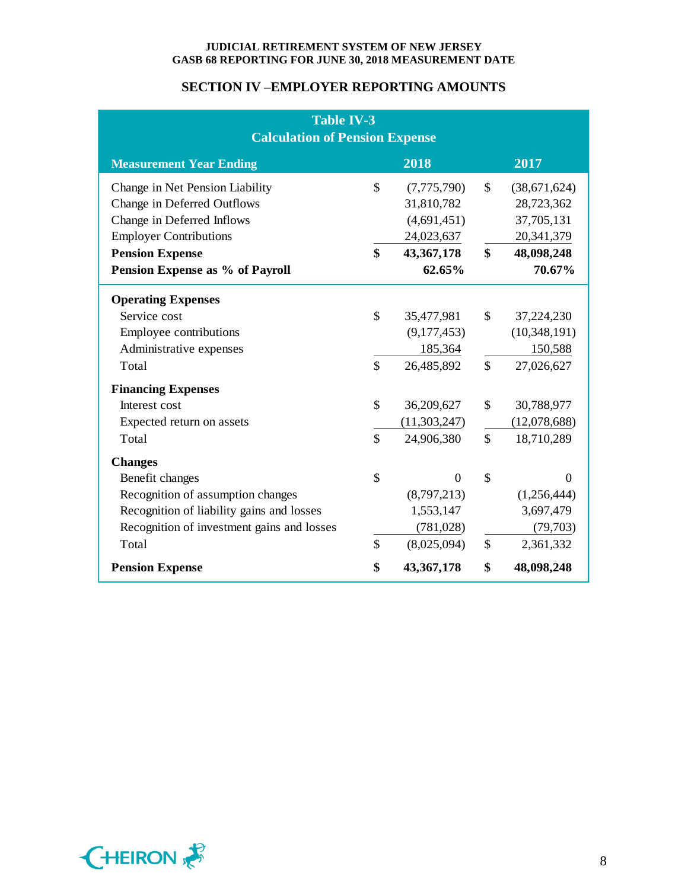## SECTION IV –EMPLOYER REPORTING AMOUNTS

**Table IV-3**
**Calculation of Pension Expense**

| Measurement Year Ending | 2018 | 2017 |
|---|---|---|
| Change in Net Pension Liability | $ (7,775,790) | $ (38,671,624) |
| Change in Deferred Outflows | 31,810,782 | 28,723,362 |
| Change in Deferred Inflows | (4,691,451) | 37,705,131 |
| Employer Contributions | 24,023,637 | 20,341,379 |
| **Pension Expense** | **$ 43,367,178** | **$ 48,098,248** |
| **Pension Expense as % of Payroll** | **62.65%** | **70.67%** |
| **Operating Expenses** | | |
| Service cost | $ 35,477,981 | $ 37,224,230 |
| Employee contributions | (9,177,453) | (10,348,191) |
| Administrative expenses | 185,364 | 150,588 |
| Total | $ 26,485,892 | $ 27,026,627 |
| **Financing Expenses** | | |
| Interest cost | $ 36,209,627 | $ 30,788,977 |
| Expected return on assets | (11,303,247) | (12,078,688) |
| Total | $ 24,906,380 | $ 18,710,289 |
| **Changes** | | |
| Benefit changes | $ 0 | $ 0 |
| Recognition of assumption changes | (8,797,213) | (1,256,444) |
| Recognition of liability gains and losses | 1,553,147 | 3,697,479 |
| Recognition of investment gains and losses | (781,028) | (79,703) |
| Total | $ (8,025,094) | $ 2,361,332 |
| **Pension Expense** | **$ 43,367,178** | **$ 48,098,248** |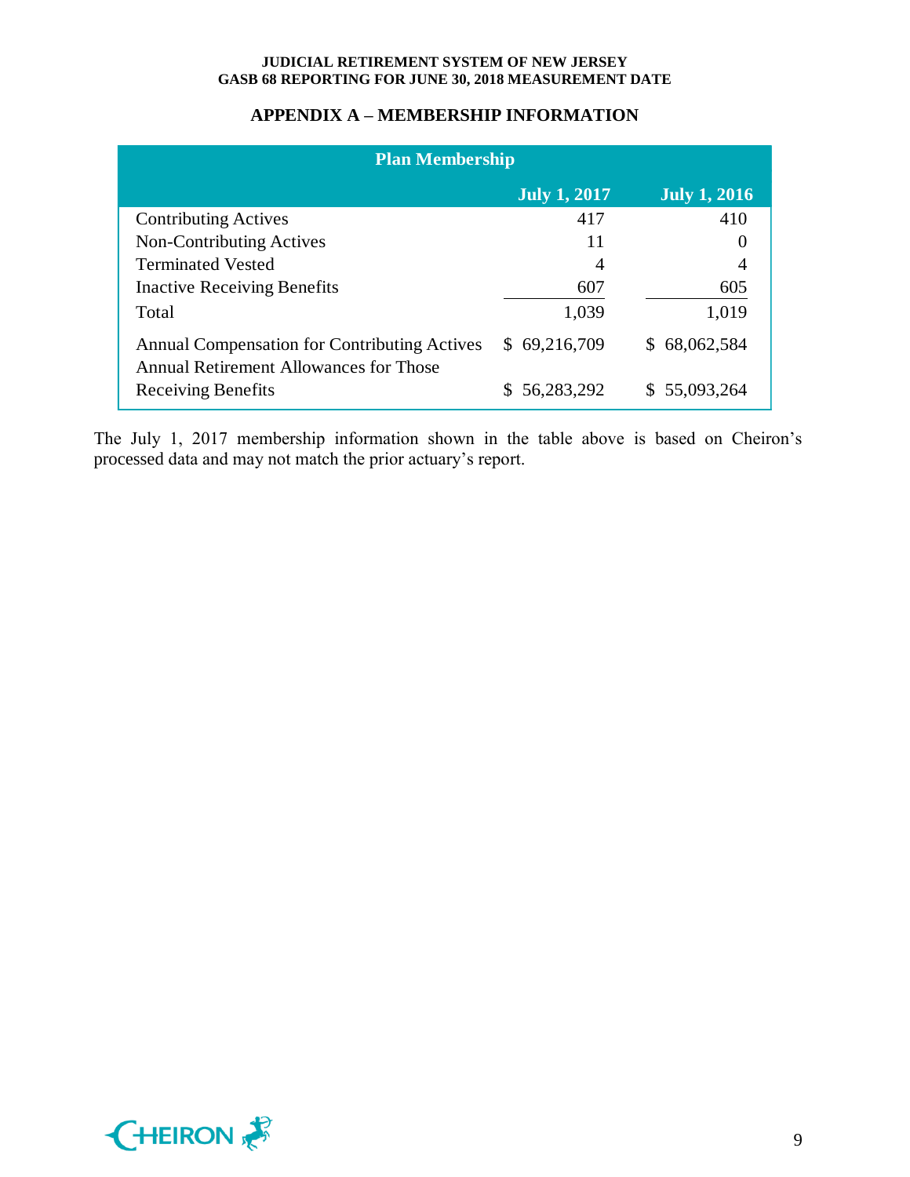## APPENDIX A – MEMBERSHIP INFORMATION

| Plan Membership | | |
|---|---|---|
| | **July 1, 2017** | **July 1, 2016** |
| Contributing Actives | 417 | 410 |
| Non-Contributing Actives | 11 | 0 |
| Terminated Vested | 4 | 4 |
| Inactive Receiving Benefits | 607 | 605 |
| Total | 1,039 | 1,019 |
| Annual Compensation for Contributing Actives | $ 69,216,709 | $ 68,062,584 |
| Annual Retirement Allowances for Those Receiving Benefits | $ 56,283,292 | $ 55,093,264 |

The July 1, 2017 membership information shown in the table above is based on Cheiron's processed data and may not match the prior actuary's report.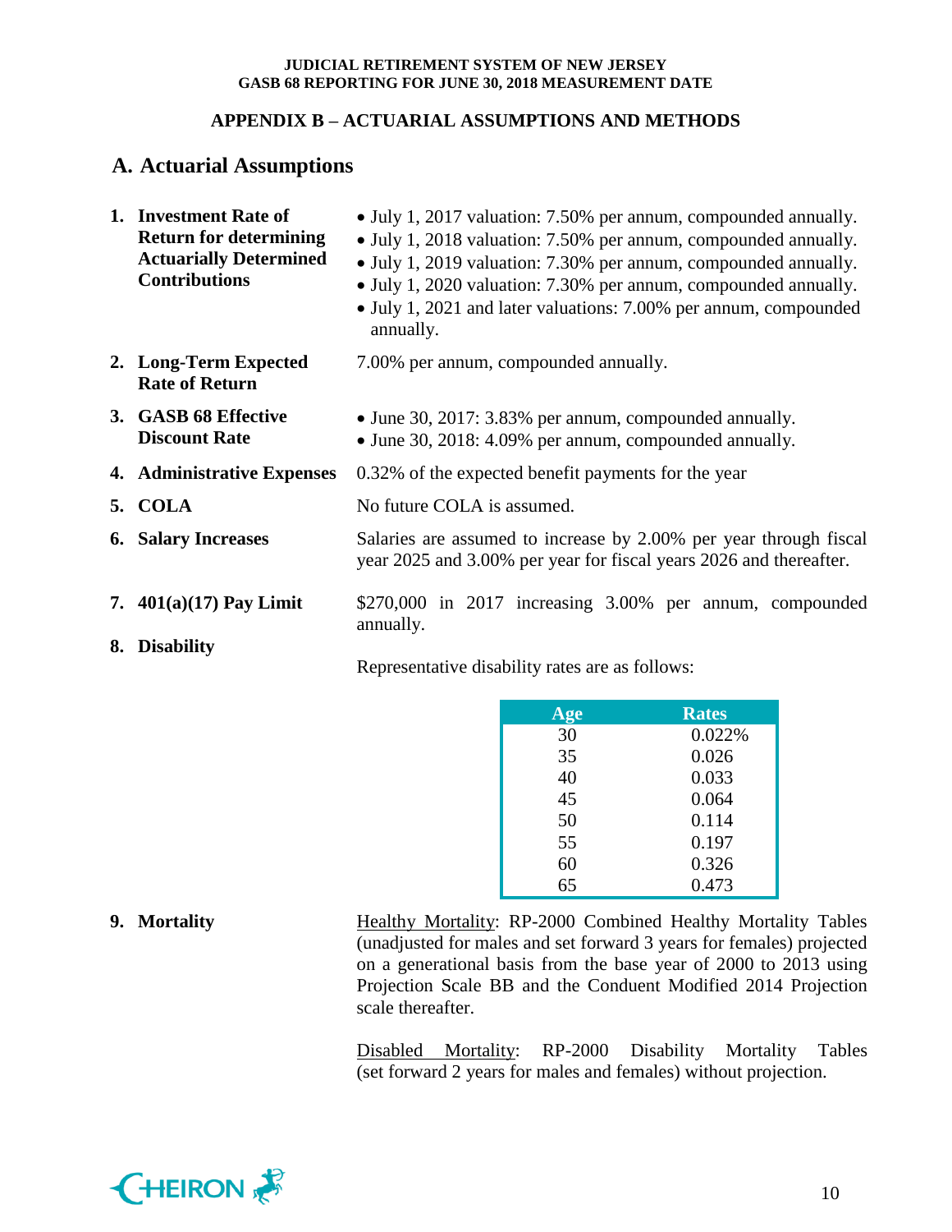## APPENDIX B – ACTUARIAL ASSUMPTIONS AND METHODS

### A. Actuarial Assumptions

1. **Investment Rate of Return for determining Actuarially Determined Contributions**
   - July 1, 2017 valuation: 7.50% per annum, compounded annually.
   - July 1, 2018 valuation: 7.50% per annum, compounded annually.
   - July 1, 2019 valuation: 7.30% per annum, compounded annually.
   - July 1, 2020 valuation: 7.30% per annum, compounded annually.
   - July 1, 2021 and later valuations: 7.00% per annum, compounded annually.

2. **Long-Term Expected Rate of Return**

   7.00% per annum, compounded annually.

3. **GASB 68 Effective Discount Rate**
   - June 30, 2017: 3.83% per annum, compounded annually.
   - June 30, 2018: 4.09% per annum, compounded annually.

4. **Administrative Expenses**

   0.32% of the expected benefit payments for the year

5. **COLA**

   No future COLA is assumed.

6. **Salary Increases**

   Salaries are assumed to increase by 2.00% per year through fiscal year 2025 and 3.00% per year for fiscal years 2026 and thereafter.

7. **401(a)(17) Pay Limit**

   $270,000 in 2017 increasing 3.00% per annum, compounded annually.

8. **Disability**

   Representative disability rates are as follows:

| Age | Rates |
|---|---|
| 30 | 0.022% |
| 35 | 0.026 |
| 40 | 0.033 |
| 45 | 0.064 |
| 50 | 0.114 |
| 55 | 0.197 |
| 60 | 0.326 |
| 65 | 0.473 |

9. **Mortality**

   Healthy Mortality: RP-2000 Combined Healthy Mortality Tables (unadjusted for males and set forward 3 years for females) projected on a generational basis from the base year of 2000 to 2013 using Projection Scale BB and the Conduent Modified 2014 Projection scale thereafter.

   Disabled Mortality: RP-2000 Disability Mortality Tables (set forward 2 years for males and females) without projection.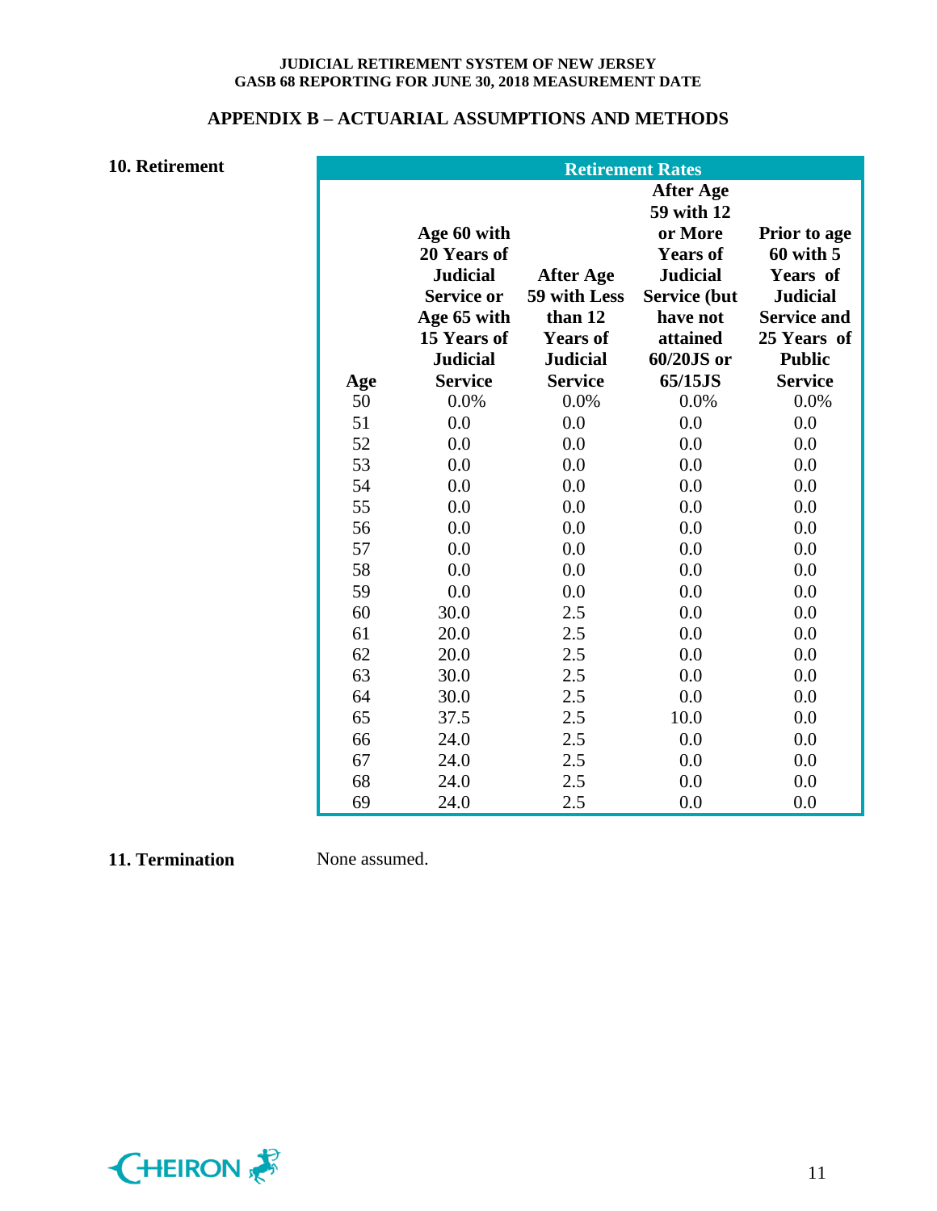## APPENDIX B – ACTUARIAL ASSUMPTIONS AND METHODS

**10. Retirement**

| Retirement Rates | | | | |
|---|---|---|---|---|
| Age | Age 60 with 20 Years of Judicial Service or Age 65 with 15 Years of Judicial Service | After Age 59 with Less than 12 Years of Judicial Service | After Age 59 with 12 or More Years of Judicial Service (but have not attained 60/20JS or 65/15JS | Prior to age 60 with 5 Years of Judicial Service and 25 Years of Public Service |
| 50 | 0.0% | 0.0% | 0.0% | 0.0% |
| 51 | 0.0 | 0.0 | 0.0 | 0.0 |
| 52 | 0.0 | 0.0 | 0.0 | 0.0 |
| 53 | 0.0 | 0.0 | 0.0 | 0.0 |
| 54 | 0.0 | 0.0 | 0.0 | 0.0 |
| 55 | 0.0 | 0.0 | 0.0 | 0.0 |
| 56 | 0.0 | 0.0 | 0.0 | 0.0 |
| 57 | 0.0 | 0.0 | 0.0 | 0.0 |
| 58 | 0.0 | 0.0 | 0.0 | 0.0 |
| 59 | 0.0 | 0.0 | 0.0 | 0.0 |
| 60 | 30.0 | 2.5 | 0.0 | 0.0 |
| 61 | 20.0 | 2.5 | 0.0 | 0.0 |
| 62 | 20.0 | 2.5 | 0.0 | 0.0 |
| 63 | 30.0 | 2.5 | 0.0 | 0.0 |
| 64 | 30.0 | 2.5 | 0.0 | 0.0 |
| 65 | 37.5 | 2.5 | 10.0 | 0.0 |
| 66 | 24.0 | 2.5 | 0.0 | 0.0 |
| 67 | 24.0 | 2.5 | 0.0 | 0.0 |
| 68 | 24.0 | 2.5 | 0.0 | 0.0 |
| 69 | 24.0 | 2.5 | 0.0 | 0.0 |

**11. Termination**

None assumed.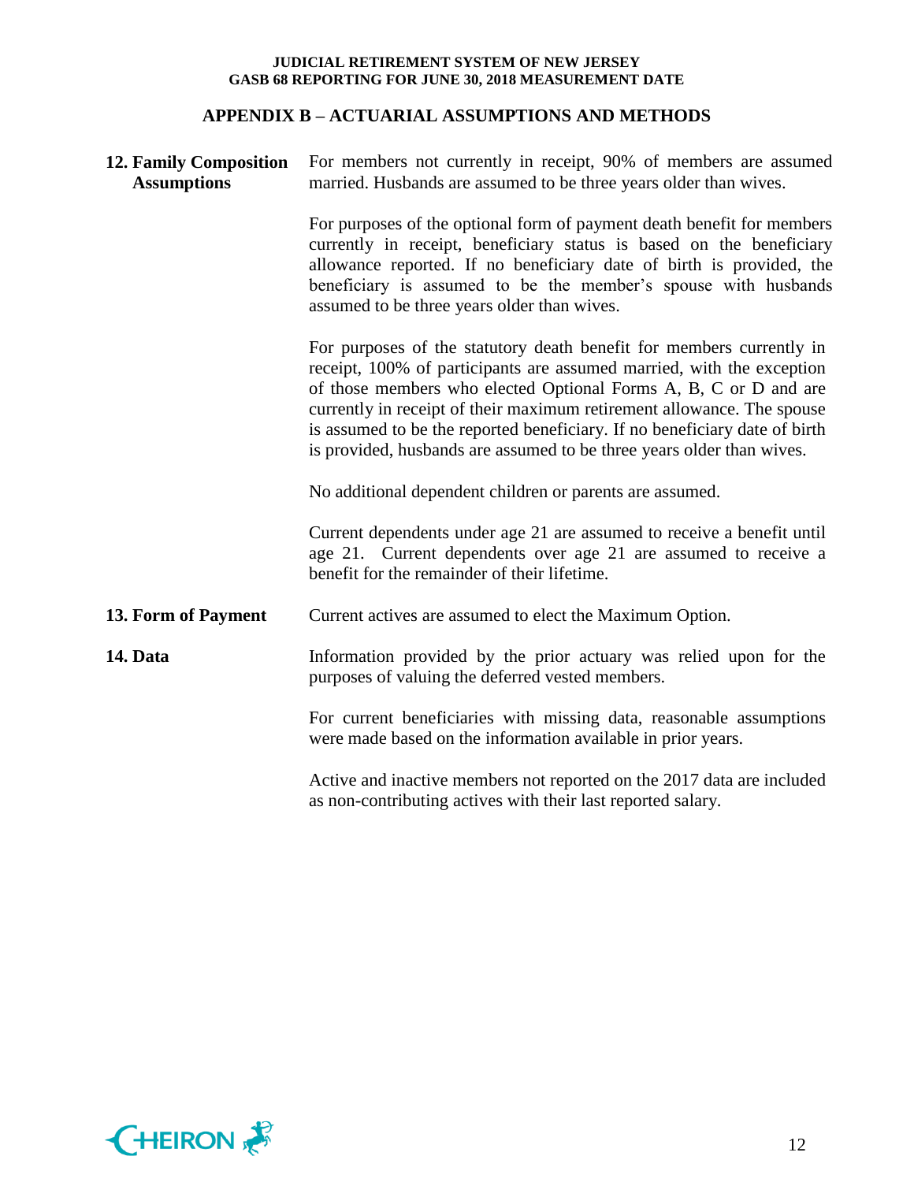## APPENDIX B – ACTUARIAL ASSUMPTIONS AND METHODS

**12. Family Composition Assumptions**

For members not currently in receipt, 90% of members are assumed married. Husbands are assumed to be three years older than wives.

For purposes of the optional form of payment death benefit for members currently in receipt, beneficiary status is based on the beneficiary allowance reported. If no beneficiary date of birth is provided, the beneficiary is assumed to be the member's spouse with husbands assumed to be three years older than wives.

For purposes of the statutory death benefit for members currently in receipt, 100% of participants are assumed married, with the exception of those members who elected Optional Forms A, B, C or D and are currently in receipt of their maximum retirement allowance. The spouse is assumed to be the reported beneficiary. If no beneficiary date of birth is provided, husbands are assumed to be three years older than wives.

No additional dependent children or parents are assumed.

Current dependents under age 21 are assumed to receive a benefit until age 21. Current dependents over age 21 are assumed to receive a benefit for the remainder of their lifetime.

**13. Form of Payment**

Current actives are assumed to elect the Maximum Option.

**14. Data**

Information provided by the prior actuary was relied upon for the purposes of valuing the deferred vested members.

For current beneficiaries with missing data, reasonable assumptions were made based on the information available in prior years.

Active and inactive members not reported on the 2017 data are included as non-contributing actives with their last reported salary.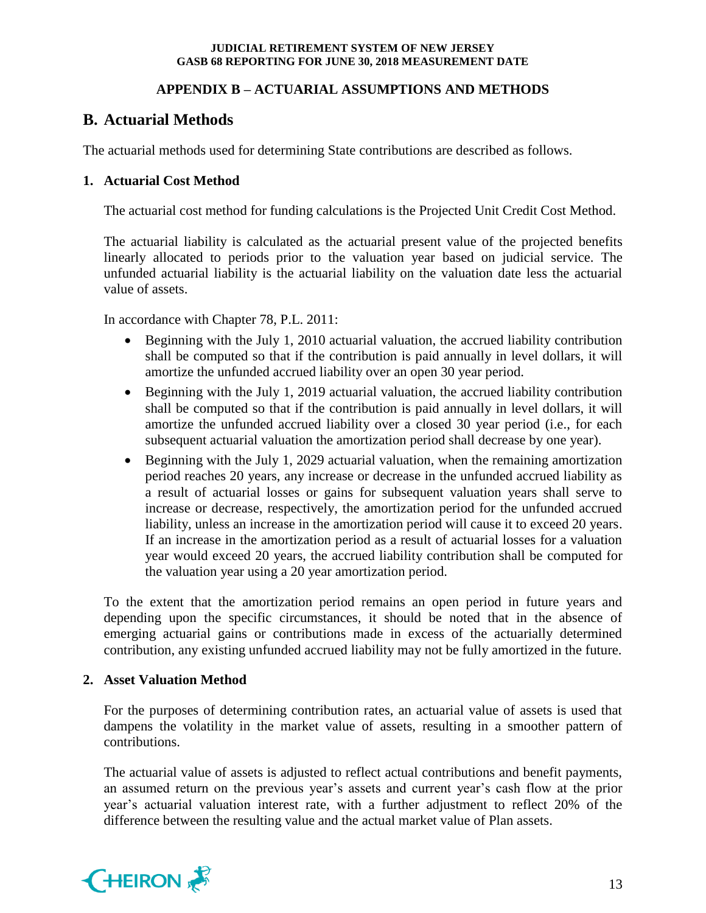## APPENDIX B – ACTUARIAL ASSUMPTIONS AND METHODS

## B. Actuarial Methods

The actuarial methods used for determining State contributions are described as follows.

### 1. Actuarial Cost Method

The actuarial cost method for funding calculations is the Projected Unit Credit Cost Method.

The actuarial liability is calculated as the actuarial present value of the projected benefits linearly allocated to periods prior to the valuation year based on judicial service. The unfunded actuarial liability is the actuarial liability on the valuation date less the actuarial value of assets.

In accordance with Chapter 78, P.L. 2011:

- Beginning with the July 1, 2010 actuarial valuation, the accrued liability contribution shall be computed so that if the contribution is paid annually in level dollars, it will amortize the unfunded accrued liability over an open 30 year period.
- Beginning with the July 1, 2019 actuarial valuation, the accrued liability contribution shall be computed so that if the contribution is paid annually in level dollars, it will amortize the unfunded accrued liability over a closed 30 year period (i.e., for each subsequent actuarial valuation the amortization period shall decrease by one year).
- Beginning with the July 1, 2029 actuarial valuation, when the remaining amortization period reaches 20 years, any increase or decrease in the unfunded accrued liability as a result of actuarial losses or gains for subsequent valuation years shall serve to increase or decrease, respectively, the amortization period for the unfunded accrued liability, unless an increase in the amortization period will cause it to exceed 20 years. If an increase in the amortization period as a result of actuarial losses for a valuation year would exceed 20 years, the accrued liability contribution shall be computed for the valuation year using a 20 year amortization period.

To the extent that the amortization period remains an open period in future years and depending upon the specific circumstances, it should be noted that in the absence of emerging actuarial gains or contributions made in excess of the actuarially determined contribution, any existing unfunded accrued liability may not be fully amortized in the future.

### 2. Asset Valuation Method

For the purposes of determining contribution rates, an actuarial value of assets is used that dampens the volatility in the market value of assets, resulting in a smoother pattern of contributions.

The actuarial value of assets is adjusted to reflect actual contributions and benefit payments, an assumed return on the previous year's assets and current year's cash flow at the prior year's actuarial valuation interest rate, with a further adjustment to reflect 20% of the difference between the resulting value and the actual market value of Plan assets.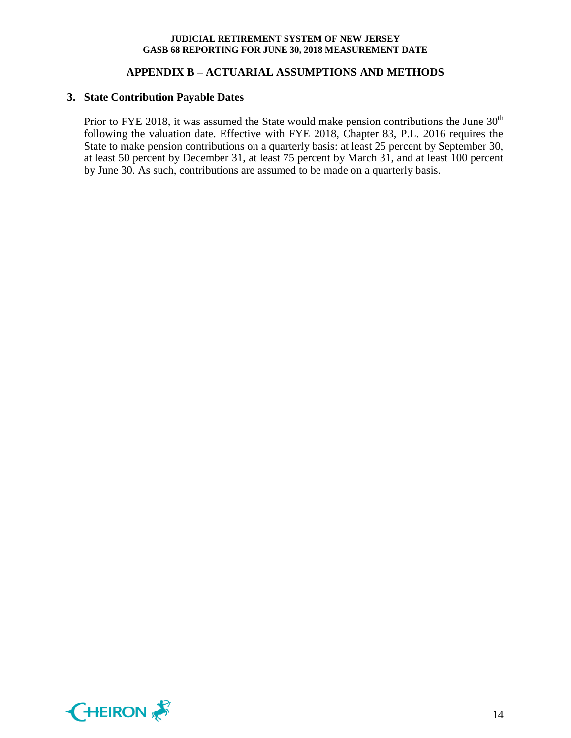## APPENDIX B – ACTUARIAL ASSUMPTIONS AND METHODS

### 3. State Contribution Payable Dates

Prior to FYE 2018, it was assumed the State would make pension contributions the June 30th following the valuation date. Effective with FYE 2018, Chapter 83, P.L. 2016 requires the State to make pension contributions on a quarterly basis: at least 25 percent by September 30, at least 50 percent by December 31, at least 75 percent by March 31, and at least 100 percent by June 30. As such, contributions are assumed to be made on a quarterly basis.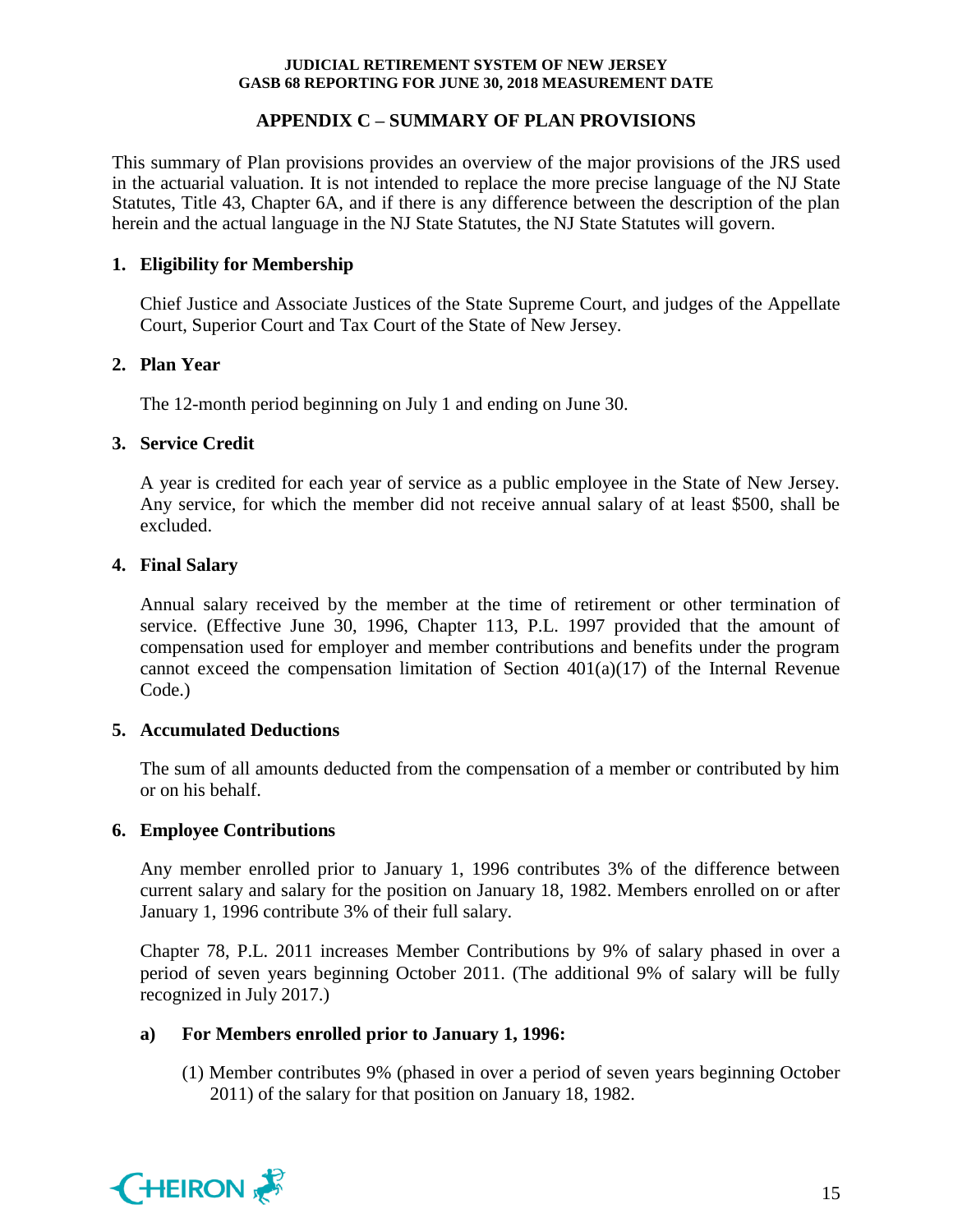## APPENDIX C – SUMMARY OF PLAN PROVISIONS

This summary of Plan provisions provides an overview of the major provisions of the JRS used in the actuarial valuation. It is not intended to replace the more precise language of the NJ State Statutes, Title 43, Chapter 6A, and if there is any difference between the description of the plan herein and the actual language in the NJ State Statutes, the NJ State Statutes will govern.

### 1. Eligibility for Membership

Chief Justice and Associate Justices of the State Supreme Court, and judges of the Appellate Court, Superior Court and Tax Court of the State of New Jersey.

### 2. Plan Year

The 12-month period beginning on July 1 and ending on June 30.

### 3. Service Credit

A year is credited for each year of service as a public employee in the State of New Jersey. Any service, for which the member did not receive annual salary of at least $500, shall be excluded.

### 4. Final Salary

Annual salary received by the member at the time of retirement or other termination of service. (Effective June 30, 1996, Chapter 113, P.L. 1997 provided that the amount of compensation used for employer and member contributions and benefits under the program cannot exceed the compensation limitation of Section 401(a)(17) of the Internal Revenue Code.)

### 5. Accumulated Deductions

The sum of all amounts deducted from the compensation of a member or contributed by him or on his behalf.

### 6. Employee Contributions

Any member enrolled prior to January 1, 1996 contributes 3% of the difference between current salary and salary for the position on January 18, 1982. Members enrolled on or after January 1, 1996 contribute 3% of their full salary.

Chapter 78, P.L. 2011 increases Member Contributions by 9% of salary phased in over a period of seven years beginning October 2011. (The additional 9% of salary will be fully recognized in July 2017.)

**a) For Members enrolled prior to January 1, 1996:**

(1) Member contributes 9% (phased in over a period of seven years beginning October 2011) of the salary for that position on January 18, 1982.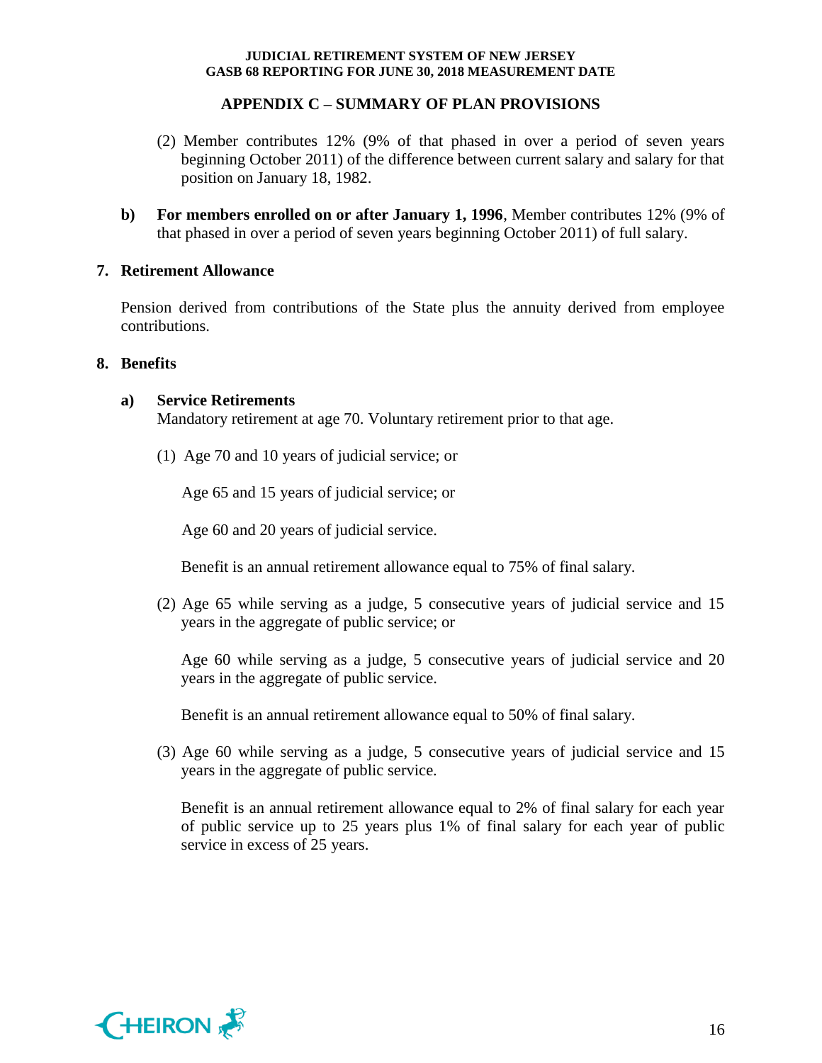## APPENDIX C – SUMMARY OF PLAN PROVISIONS

(2) Member contributes 12% (9% of that phased in over a period of seven years beginning October 2011) of the difference between current salary and salary for that position on January 18, 1982.

**b) For members enrolled on or after January 1, 1996**, Member contributes 12% (9% of that phased in over a period of seven years beginning October 2011) of full salary.

### 7. Retirement Allowance

Pension derived from contributions of the State plus the annuity derived from employee contributions.

### 8. Benefits

**a) Service Retirements**

Mandatory retirement at age 70. Voluntary retirement prior to that age.

(1) Age 70 and 10 years of judicial service; or

Age 65 and 15 years of judicial service; or

Age 60 and 20 years of judicial service.

Benefit is an annual retirement allowance equal to 75% of final salary.

(2) Age 65 while serving as a judge, 5 consecutive years of judicial service and 15 years in the aggregate of public service; or

Age 60 while serving as a judge, 5 consecutive years of judicial service and 20 years in the aggregate of public service.

Benefit is an annual retirement allowance equal to 50% of final salary.

(3) Age 60 while serving as a judge, 5 consecutive years of judicial service and 15 years in the aggregate of public service.

Benefit is an annual retirement allowance equal to 2% of final salary for each year of public service up to 25 years plus 1% of final salary for each year of public service in excess of 25 years.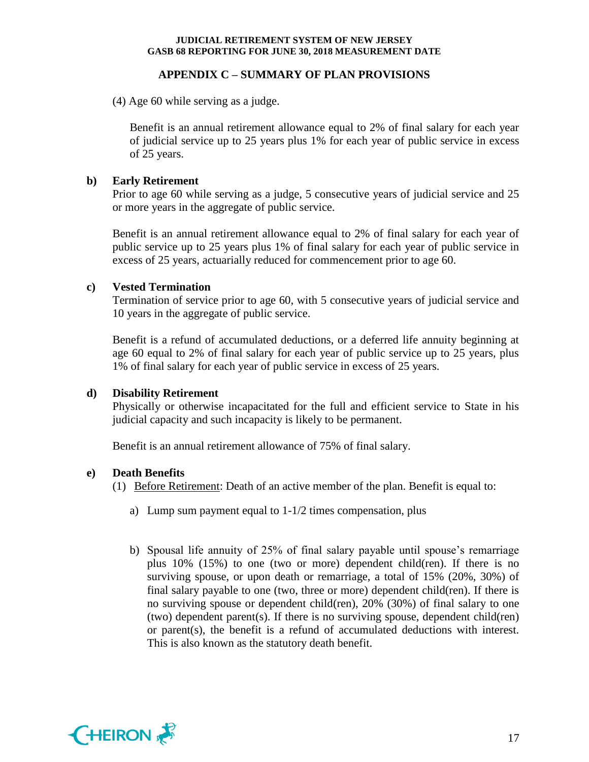## APPENDIX C – SUMMARY OF PLAN PROVISIONS

(4) Age 60 while serving as a judge.

Benefit is an annual retirement allowance equal to 2% of final salary for each year of judicial service up to 25 years plus 1% for each year of public service in excess of 25 years.

**b) Early Retirement**

Prior to age 60 while serving as a judge, 5 consecutive years of judicial service and 25 or more years in the aggregate of public service.

Benefit is an annual retirement allowance equal to 2% of final salary for each year of public service up to 25 years plus 1% of final salary for each year of public service in excess of 25 years, actuarially reduced for commencement prior to age 60.

**c) Vested Termination**

Termination of service prior to age 60, with 5 consecutive years of judicial service and 10 years in the aggregate of public service.

Benefit is a refund of accumulated deductions, or a deferred life annuity beginning at age 60 equal to 2% of final salary for each year of public service up to 25 years, plus 1% of final salary for each year of public service in excess of 25 years.

**d) Disability Retirement**

Physically or otherwise incapacitated for the full and efficient service to State in his judicial capacity and such incapacity is likely to be permanent.

Benefit is an annual retirement allowance of 75% of final salary.

**e) Death Benefits**

(1) Before Retirement: Death of an active member of the plan. Benefit is equal to:

a) Lump sum payment equal to 1-1/2 times compensation, plus

b) Spousal life annuity of 25% of final salary payable until spouse's remarriage plus 10% (15%) to one (two or more) dependent child(ren). If there is no surviving spouse, or upon death or remarriage, a total of 15% (20%, 30%) of final salary payable to one (two, three or more) dependent child(ren). If there is no surviving spouse or dependent child(ren), 20% (30%) of final salary to one (two) dependent parent(s). If there is no surviving spouse, dependent child(ren) or parent(s), the benefit is a refund of accumulated deductions with interest. This is also known as the statutory death benefit.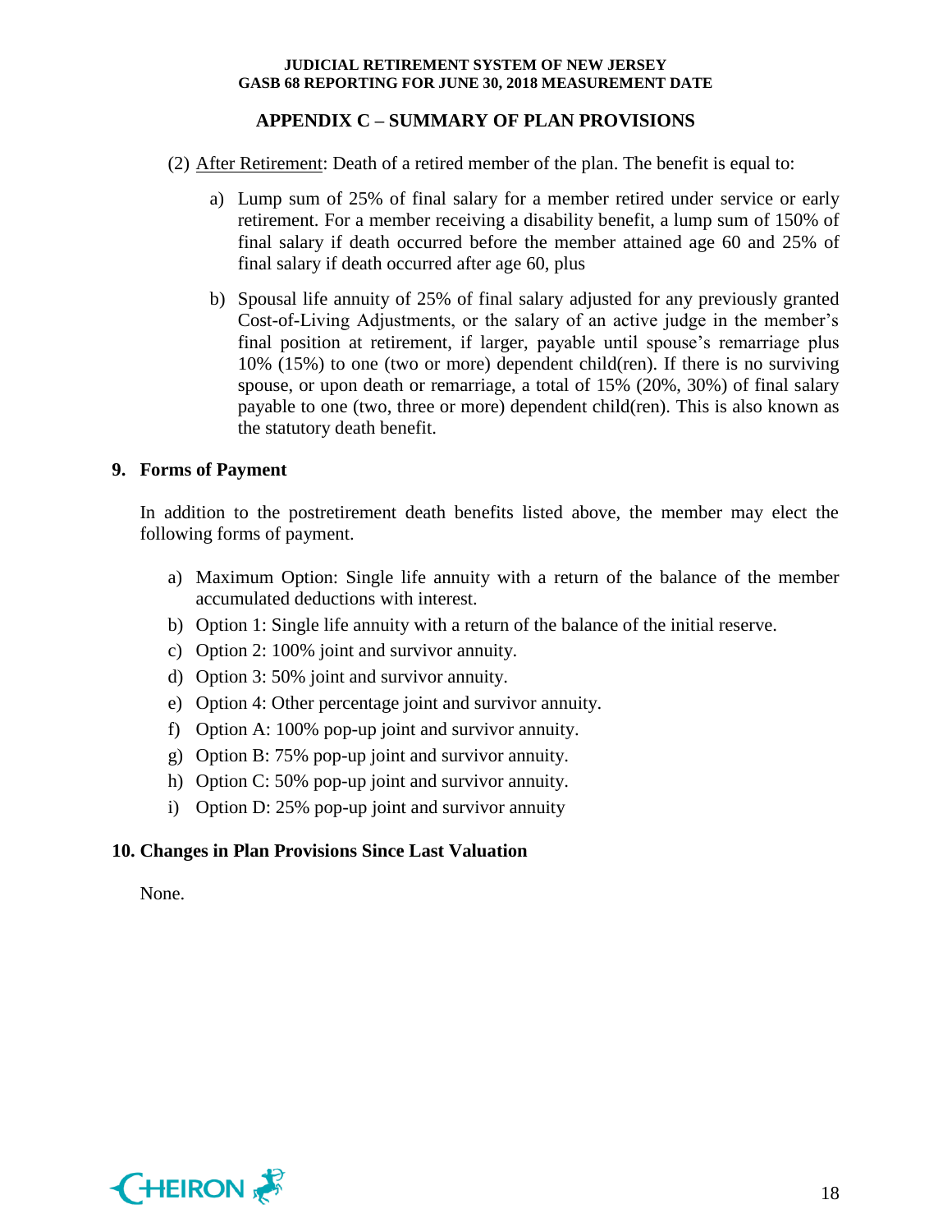## APPENDIX C – SUMMARY OF PLAN PROVISIONS

(2) After Retirement: Death of a retired member of the plan. The benefit is equal to:

a) Lump sum of 25% of final salary for a member retired under service or early retirement. For a member receiving a disability benefit, a lump sum of 150% of final salary if death occurred before the member attained age 60 and 25% of final salary if death occurred after age 60, plus

b) Spousal life annuity of 25% of final salary adjusted for any previously granted Cost-of-Living Adjustments, or the salary of an active judge in the member's final position at retirement, if larger, payable until spouse's remarriage plus 10% (15%) to one (two or more) dependent child(ren). If there is no surviving spouse, or upon death or remarriage, a total of 15% (20%, 30%) of final salary payable to one (two, three or more) dependent child(ren). This is also known as the statutory death benefit.

### 9. Forms of Payment

In addition to the postretirement death benefits listed above, the member may elect the following forms of payment.

a) Maximum Option: Single life annuity with a return of the balance of the member accumulated deductions with interest.
b) Option 1: Single life annuity with a return of the balance of the initial reserve.
c) Option 2: 100% joint and survivor annuity.
d) Option 3: 50% joint and survivor annuity.
e) Option 4: Other percentage joint and survivor annuity.
f) Option A: 100% pop-up joint and survivor annuity.
g) Option B: 75% pop-up joint and survivor annuity.
h) Option C: 50% pop-up joint and survivor annuity.
i) Option D: 25% pop-up joint and survivor annuity

### 10. Changes in Plan Provisions Since Last Valuation

None.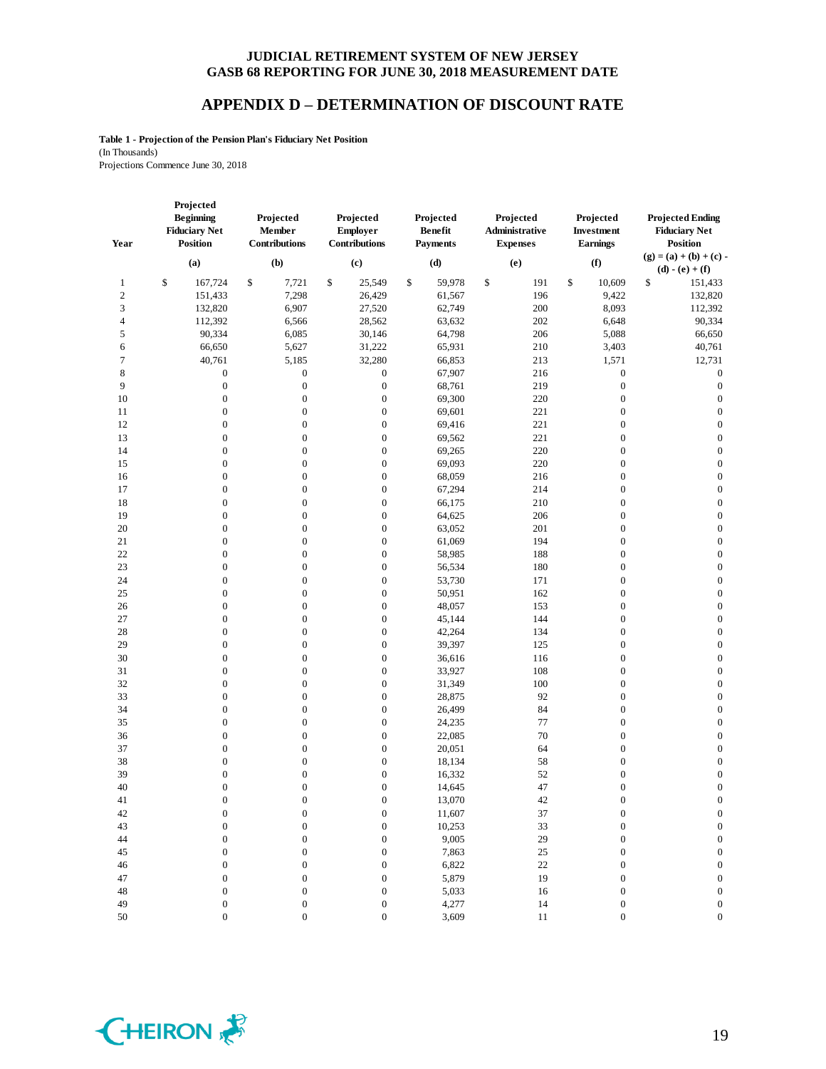# JUDICIAL RETIREMENT SYSTEM OF NEW JERSEY
## GASB 68 REPORTING FOR JUNE 30, 2018 MEASUREMENT DATE

## APPENDIX D – DETERMINATION OF DISCOUNT RATE

**Table 1 - Projection of the Pension Plan's Fiduciary Net Position**
(In Thousands)
Projections Commence June 30, 2018

| Year | Projected Beginning Fiduciary Net Position | Projected Member Contributions | Projected Employer Contributions | Projected Benefit Payments | Projected Administrative Expenses | Projected Investment Earnings | Projected Ending Fiduciary Net Position |
|---|---|---|---|---|---|---|---|
| | (a) | (b) | (c) | (d) | (e) | (f) | (g) = (a) + (b) + (c) - (d) - (e) + (f) |
| 1 | $ 167,724 | $ 7,721 | $ 25,549 | $ 59,978 | $ 191 | $ 10,609 | $ 151,433 |
| 2 | 151,433 | 7,298 | 26,429 | 61,567 | 196 | 9,422 | 132,820 |
| 3 | 132,820 | 6,907 | 27,520 | 62,749 | 200 | 8,093 | 112,392 |
| 4 | 112,392 | 6,566 | 28,562 | 63,632 | 202 | 6,648 | 90,334 |
| 5 | 90,334 | 6,085 | 30,146 | 64,798 | 206 | 5,088 | 66,650 |
| 6 | 66,650 | 5,627 | 31,222 | 65,931 | 210 | 3,403 | 40,761 |
| 7 | 40,761 | 5,185 | 32,280 | 66,853 | 213 | 1,571 | 12,731 |
| 8 | 0 | 0 | 0 | 67,907 | 216 | 0 | 0 |
| 9 | 0 | 0 | 0 | 68,761 | 219 | 0 | 0 |
| 10 | 0 | 0 | 0 | 69,300 | 220 | 0 | 0 |
| 11 | 0 | 0 | 0 | 69,601 | 221 | 0 | 0 |
| 12 | 0 | 0 | 0 | 69,416 | 221 | 0 | 0 |
| 13 | 0 | 0 | 0 | 69,562 | 221 | 0 | 0 |
| 14 | 0 | 0 | 0 | 69,265 | 220 | 0 | 0 |
| 15 | 0 | 0 | 0 | 69,093 | 220 | 0 | 0 |
| 16 | 0 | 0 | 0 | 68,059 | 216 | 0 | 0 |
| 17 | 0 | 0 | 0 | 67,294 | 214 | 0 | 0 |
| 18 | 0 | 0 | 0 | 66,175 | 210 | 0 | 0 |
| 19 | 0 | 0 | 0 | 64,625 | 206 | 0 | 0 |
| 20 | 0 | 0 | 0 | 63,052 | 201 | 0 | 0 |
| 21 | 0 | 0 | 0 | 61,069 | 194 | 0 | 0 |
| 22 | 0 | 0 | 0 | 58,985 | 188 | 0 | 0 |
| 23 | 0 | 0 | 0 | 56,534 | 180 | 0 | 0 |
| 24 | 0 | 0 | 0 | 53,730 | 171 | 0 | 0 |
| 25 | 0 | 0 | 0 | 50,951 | 162 | 0 | 0 |
| 26 | 0 | 0 | 0 | 48,057 | 153 | 0 | 0 |
| 27 | 0 | 0 | 0 | 45,144 | 144 | 0 | 0 |
| 28 | 0 | 0 | 0 | 42,264 | 134 | 0 | 0 |
| 29 | 0 | 0 | 0 | 39,397 | 125 | 0 | 0 |
| 30 | 0 | 0 | 0 | 36,616 | 116 | 0 | 0 |
| 31 | 0 | 0 | 0 | 33,927 | 108 | 0 | 0 |
| 32 | 0 | 0 | 0 | 31,349 | 100 | 0 | 0 |
| 33 | 0 | 0 | 0 | 28,875 | 92 | 0 | 0 |
| 34 | 0 | 0 | 0 | 26,499 | 84 | 0 | 0 |
| 35 | 0 | 0 | 0 | 24,235 | 77 | 0 | 0 |
| 36 | 0 | 0 | 0 | 22,085 | 70 | 0 | 0 |
| 37 | 0 | 0 | 0 | 20,051 | 64 | 0 | 0 |
| 38 | 0 | 0 | 0 | 18,134 | 58 | 0 | 0 |
| 39 | 0 | 0 | 0 | 16,332 | 52 | 0 | 0 |
| 40 | 0 | 0 | 0 | 14,645 | 47 | 0 | 0 |
| 41 | 0 | 0 | 0 | 13,070 | 42 | 0 | 0 |
| 42 | 0 | 0 | 0 | 11,607 | 37 | 0 | 0 |
| 43 | 0 | 0 | 0 | 10,253 | 33 | 0 | 0 |
| 44 | 0 | 0 | 0 | 9,005 | 29 | 0 | 0 |
| 45 | 0 | 0 | 0 | 7,863 | 25 | 0 | 0 |
| 46 | 0 | 0 | 0 | 6,822 | 22 | 0 | 0 |
| 47 | 0 | 0 | 0 | 5,879 | 19 | 0 | 0 |
| 48 | 0 | 0 | 0 | 5,033 | 16 | 0 | 0 |
| 49 | 0 | 0 | 0 | 4,277 | 14 | 0 | 0 |
| 50 | 0 | 0 | 0 | 3,609 | 11 | 0 | 0 |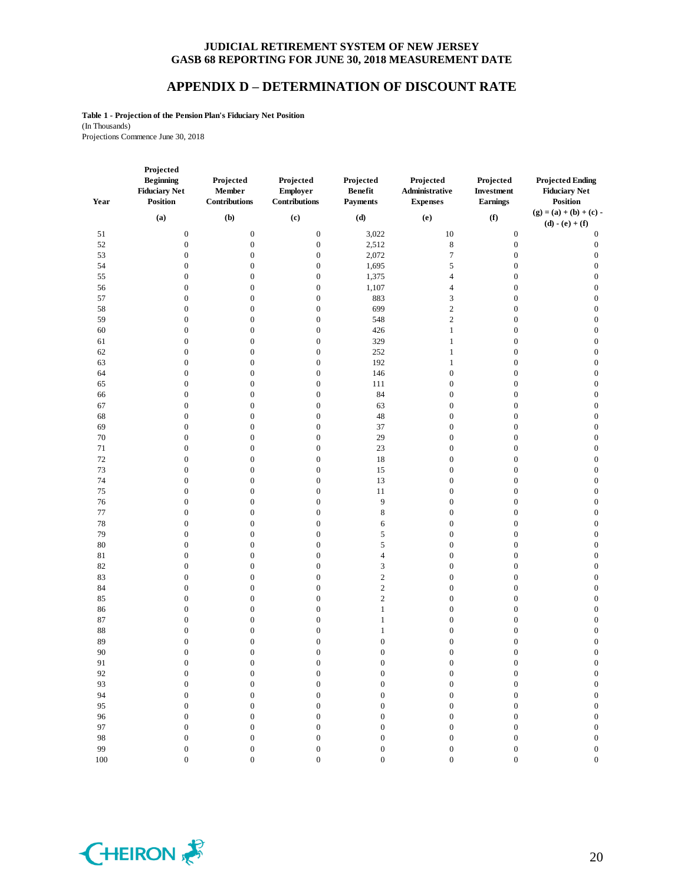# JUDICIAL RETIREMENT SYSTEM OF NEW JERSEY
# GASB 68 REPORTING FOR JUNE 30, 2018 MEASUREMENT DATE

## APPENDIX D – DETERMINATION OF DISCOUNT RATE

**Table 1 - Projection of the Pension Plan's Fiduciary Net Position**
(In Thousands)
Projections Commence June 30, 2018

| Year | Projected Beginning Fiduciary Net Position | Projected Member Contributions | Projected Employer Contributions | Projected Benefit Payments | Projected Administrative Expenses | Projected Investment Earnings | Projected Ending Fiduciary Net Position |
|---|---|---|---|---|---|---|---|
| | (a) | (b) | (c) | (d) | (e) | (f) | (g) = (a) + (b) + (c) - (d) - (e) + (f) |
| 51 | 0 | 0 | 0 | 3,022 | 10 | 0 | 0 |
| 52 | 0 | 0 | 0 | 2,512 | 8 | 0 | 0 |
| 53 | 0 | 0 | 0 | 2,072 | 7 | 0 | 0 |
| 54 | 0 | 0 | 0 | 1,695 | 5 | 0 | 0 |
| 55 | 0 | 0 | 0 | 1,375 | 4 | 0 | 0 |
| 56 | 0 | 0 | 0 | 1,107 | 4 | 0 | 0 |
| 57 | 0 | 0 | 0 | 883 | 3 | 0 | 0 |
| 58 | 0 | 0 | 0 | 699 | 2 | 0 | 0 |
| 59 | 0 | 0 | 0 | 548 | 2 | 0 | 0 |
| 60 | 0 | 0 | 0 | 426 | 1 | 0 | 0 |
| 61 | 0 | 0 | 0 | 329 | 1 | 0 | 0 |
| 62 | 0 | 0 | 0 | 252 | 1 | 0 | 0 |
| 63 | 0 | 0 | 0 | 192 | 1 | 0 | 0 |
| 64 | 0 | 0 | 0 | 146 | 0 | 0 | 0 |
| 65 | 0 | 0 | 0 | 111 | 0 | 0 | 0 |
| 66 | 0 | 0 | 0 | 84 | 0 | 0 | 0 |
| 67 | 0 | 0 | 0 | 63 | 0 | 0 | 0 |
| 68 | 0 | 0 | 0 | 48 | 0 | 0 | 0 |
| 69 | 0 | 0 | 0 | 37 | 0 | 0 | 0 |
| 70 | 0 | 0 | 0 | 29 | 0 | 0 | 0 |
| 71 | 0 | 0 | 0 | 23 | 0 | 0 | 0 |
| 72 | 0 | 0 | 0 | 18 | 0 | 0 | 0 |
| 73 | 0 | 0 | 0 | 15 | 0 | 0 | 0 |
| 74 | 0 | 0 | 0 | 13 | 0 | 0 | 0 |
| 75 | 0 | 0 | 0 | 11 | 0 | 0 | 0 |
| 76 | 0 | 0 | 0 | 9 | 0 | 0 | 0 |
| 77 | 0 | 0 | 0 | 8 | 0 | 0 | 0 |
| 78 | 0 | 0 | 0 | 6 | 0 | 0 | 0 |
| 79 | 0 | 0 | 0 | 5 | 0 | 0 | 0 |
| 80 | 0 | 0 | 0 | 5 | 0 | 0 | 0 |
| 81 | 0 | 0 | 0 | 4 | 0 | 0 | 0 |
| 82 | 0 | 0 | 0 | 3 | 0 | 0 | 0 |
| 83 | 0 | 0 | 0 | 2 | 0 | 0 | 0 |
| 84 | 0 | 0 | 0 | 2 | 0 | 0 | 0 |
| 85 | 0 | 0 | 0 | 2 | 0 | 0 | 0 |
| 86 | 0 | 0 | 0 | 1 | 0 | 0 | 0 |
| 87 | 0 | 0 | 0 | 1 | 0 | 0 | 0 |
| 88 | 0 | 0 | 0 | 1 | 0 | 0 | 0 |
| 89 | 0 | 0 | 0 | 0 | 0 | 0 | 0 |
| 90 | 0 | 0 | 0 | 0 | 0 | 0 | 0 |
| 91 | 0 | 0 | 0 | 0 | 0 | 0 | 0 |
| 92 | 0 | 0 | 0 | 0 | 0 | 0 | 0 |
| 93 | 0 | 0 | 0 | 0 | 0 | 0 | 0 |
| 94 | 0 | 0 | 0 | 0 | 0 | 0 | 0 |
| 95 | 0 | 0 | 0 | 0 | 0 | 0 | 0 |
| 96 | 0 | 0 | 0 | 0 | 0 | 0 | 0 |
| 97 | 0 | 0 | 0 | 0 | 0 | 0 | 0 |
| 98 | 0 | 0 | 0 | 0 | 0 | 0 | 0 |
| 99 | 0 | 0 | 0 | 0 | 0 | 0 | 0 |
| 100 | 0 | 0 | 0 | 0 | 0 | 0 | 0 |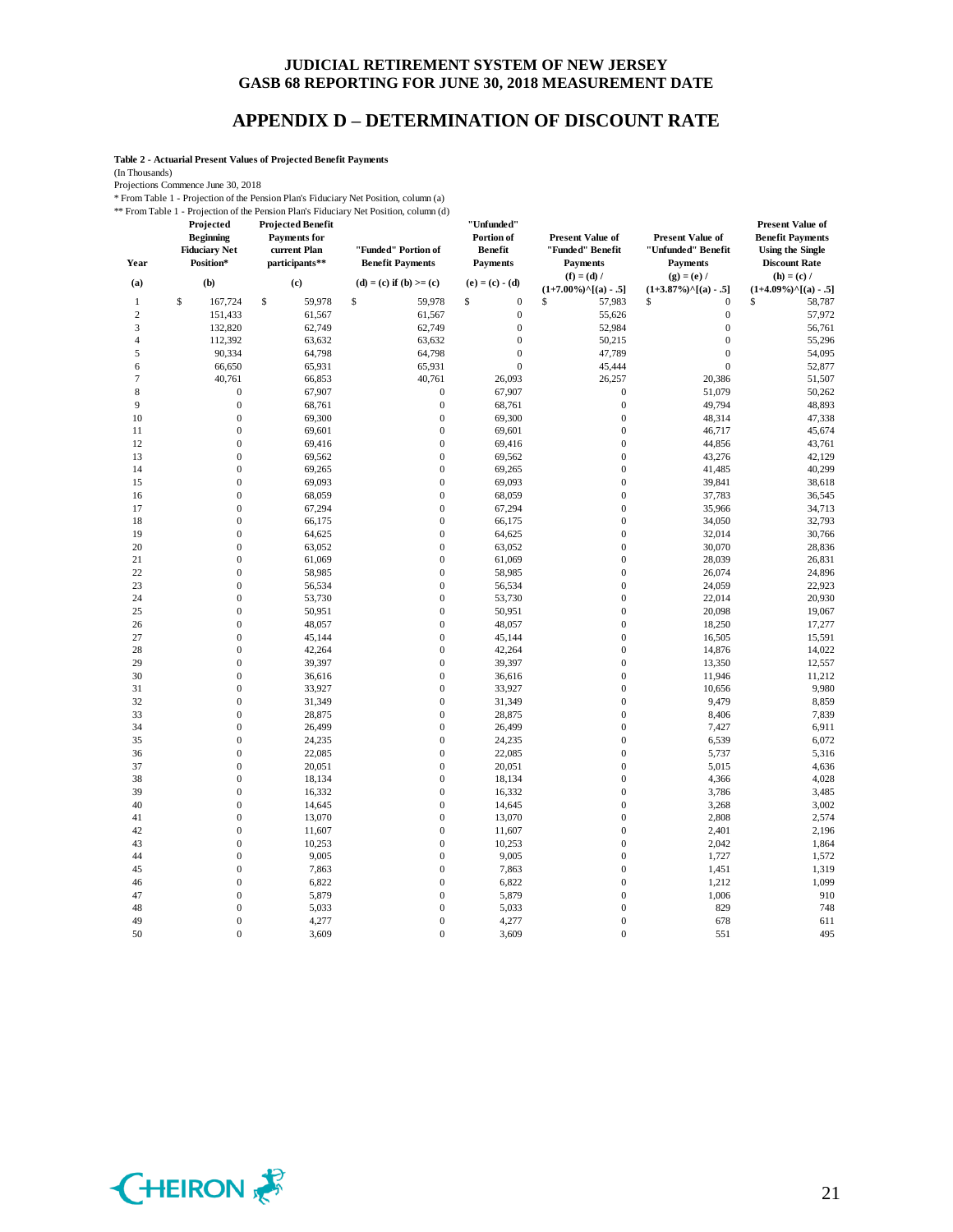# JUDICIAL RETIREMENT SYSTEM OF NEW JERSEY
# GASB 68 REPORTING FOR JUNE 30, 2018 MEASUREMENT DATE

## APPENDIX D – DETERMINATION OF DISCOUNT RATE

**Table 2 - Actuarial Present Values of Projected Benefit Payments**

(In Thousands)

Projections Commence June 30, 2018

\* From Table 1 - Projection of the Pension Plan's Fiduciary Net Position, column (a)

\*\* From Table 1 - Projection of the Pension Plan's Fiduciary Net Position, column (d)

| Year | Projected Beginning Fiduciary Net Position* | Projected Benefit Payments for current Plan participants** | "Funded" Portion of Benefit Payments | "Unfunded" Portion of Benefit Payments | Present Value of "Funded" Benefit Payments | Present Value of "Unfunded" Benefit Payments | Present Value of Benefit Payments Using the Single Discount Rate |
|---|---|---|---|---|---|---|---|
| (a) | (b) | (c) | (d) = (c) if (b) >= (c) | (e) = (c) - (d) | (f) = (d) / (1+7.00%)^[(a) - .5] | (g) = (e) / (1+3.87%)^[(a) - .5] | (h) = (c) / (1+4.09%)^[(a) - .5] |
| 1 | $ 167,724 | $ 59,978 | $ 59,978 | $ 0 | $ 57,983 | $ 0 | $ 58,787 |
| 2 | 151,433 | 61,567 | 61,567 | 0 | 55,626 | 0 | 57,972 |
| 3 | 132,820 | 62,749 | 62,749 | 0 | 52,984 | 0 | 56,761 |
| 4 | 112,392 | 63,632 | 63,632 | 0 | 50,215 | 0 | 55,296 |
| 5 | 90,334 | 64,798 | 64,798 | 0 | 47,789 | 0 | 54,095 |
| 6 | 66,650 | 65,931 | 65,931 | 0 | 45,444 | 0 | 52,877 |
| 7 | 40,761 | 66,853 | 40,761 | 26,093 | 26,257 | 20,386 | 51,507 |
| 8 | 0 | 67,907 | 0 | 67,907 | 0 | 51,079 | 50,262 |
| 9 | 0 | 68,761 | 0 | 68,761 | 0 | 49,794 | 48,893 |
| 10 | 0 | 69,300 | 0 | 69,300 | 0 | 48,314 | 47,338 |
| 11 | 0 | 69,601 | 0 | 69,601 | 0 | 46,717 | 45,674 |
| 12 | 0 | 69,416 | 0 | 69,416 | 0 | 44,856 | 43,761 |
| 13 | 0 | 69,562 | 0 | 69,562 | 0 | 43,276 | 42,129 |
| 14 | 0 | 69,265 | 0 | 69,265 | 0 | 41,485 | 40,299 |
| 15 | 0 | 69,093 | 0 | 69,093 | 0 | 39,841 | 38,618 |
| 16 | 0 | 68,059 | 0 | 68,059 | 0 | 37,783 | 36,545 |
| 17 | 0 | 67,294 | 0 | 67,294 | 0 | 35,966 | 34,713 |
| 18 | 0 | 66,175 | 0 | 66,175 | 0 | 34,050 | 32,793 |
| 19 | 0 | 64,625 | 0 | 64,625 | 0 | 32,014 | 30,766 |
| 20 | 0 | 63,052 | 0 | 63,052 | 0 | 30,070 | 28,836 |
| 21 | 0 | 61,069 | 0 | 61,069 | 0 | 28,039 | 26,831 |
| 22 | 0 | 58,985 | 0 | 58,985 | 0 | 26,074 | 24,896 |
| 23 | 0 | 56,534 | 0 | 56,534 | 0 | 24,059 | 22,923 |
| 24 | 0 | 53,730 | 0 | 53,730 | 0 | 22,014 | 20,930 |
| 25 | 0 | 50,951 | 0 | 50,951 | 0 | 20,098 | 19,067 |
| 26 | 0 | 48,057 | 0 | 48,057 | 0 | 18,250 | 17,277 |
| 27 | 0 | 45,144 | 0 | 45,144 | 0 | 16,505 | 15,591 |
| 28 | 0 | 42,264 | 0 | 42,264 | 0 | 14,876 | 14,022 |
| 29 | 0 | 39,397 | 0 | 39,397 | 0 | 13,350 | 12,557 |
| 30 | 0 | 36,616 | 0 | 36,616 | 0 | 11,946 | 11,212 |
| 31 | 0 | 33,927 | 0 | 33,927 | 0 | 10,656 | 9,980 |
| 32 | 0 | 31,349 | 0 | 31,349 | 0 | 9,479 | 8,859 |
| 33 | 0 | 28,875 | 0 | 28,875 | 0 | 8,406 | 7,839 |
| 34 | 0 | 26,499 | 0 | 26,499 | 0 | 7,427 | 6,911 |
| 35 | 0 | 24,235 | 0 | 24,235 | 0 | 6,539 | 6,072 |
| 36 | 0 | 22,085 | 0 | 22,085 | 0 | 5,737 | 5,316 |
| 37 | 0 | 20,051 | 0 | 20,051 | 0 | 5,015 | 4,636 |
| 38 | 0 | 18,134 | 0 | 18,134 | 0 | 4,366 | 4,028 |
| 39 | 0 | 16,332 | 0 | 16,332 | 0 | 3,786 | 3,485 |
| 40 | 0 | 14,645 | 0 | 14,645 | 0 | 3,268 | 3,002 |
| 41 | 0 | 13,070 | 0 | 13,070 | 0 | 2,808 | 2,574 |
| 42 | 0 | 11,607 | 0 | 11,607 | 0 | 2,401 | 2,196 |
| 43 | 0 | 10,253 | 0 | 10,253 | 0 | 2,042 | 1,864 |
| 44 | 0 | 9,005 | 0 | 9,005 | 0 | 1,727 | 1,572 |
| 45 | 0 | 7,863 | 0 | 7,863 | 0 | 1,451 | 1,319 |
| 46 | 0 | 6,822 | 0 | 6,822 | 0 | 1,212 | 1,099 |
| 47 | 0 | 5,879 | 0 | 5,879 | 0 | 1,006 | 910 |
| 48 | 0 | 5,033 | 0 | 5,033 | 0 | 829 | 748 |
| 49 | 0 | 4,277 | 0 | 4,277 | 0 | 678 | 611 |
| 50 | 0 | 3,609 | 0 | 3,609 | 0 | 551 | 495 |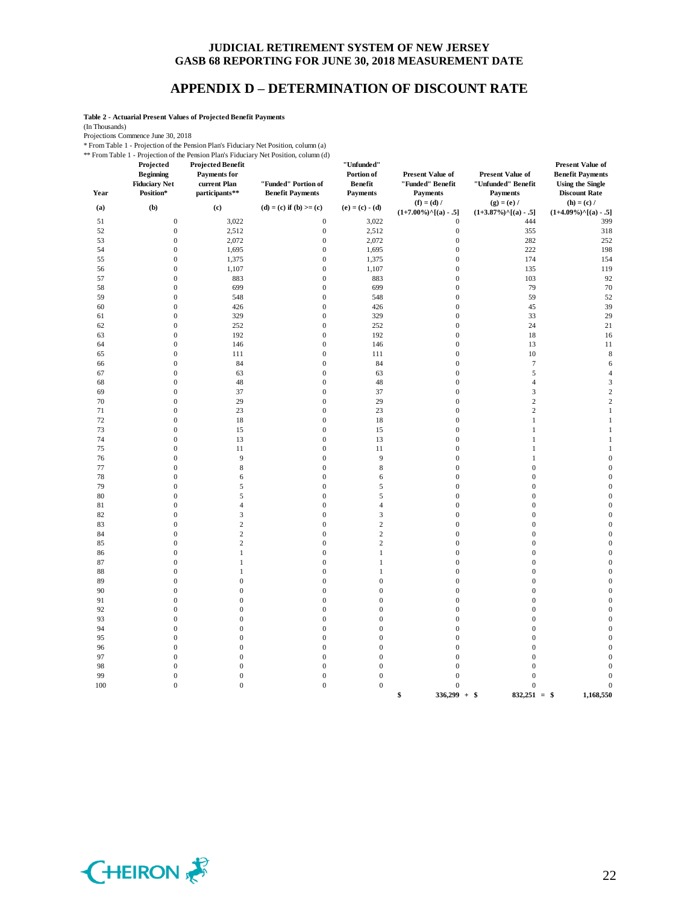# JUDICIAL RETIREMENT SYSTEM OF NEW JERSEY
## GASB 68 REPORTING FOR JUNE 30, 2018 MEASUREMENT DATE

## APPENDIX D – DETERMINATION OF DISCOUNT RATE

**Table 2 - Actuarial Present Values of Projected Benefit Payments**
(In Thousands)
Projections Commence June 30, 2018
\* From Table 1 - Projection of the Pension Plan's Fiduciary Net Position, column (a)
\*\* From Table 1 - Projection of the Pension Plan's Fiduciary Net Position, column (d)

| Year | Projected Beginning Fiduciary Net Position* | Projected Benefit Payments for current Plan participants** | "Funded" Portion of Benefit Payments | "Unfunded" Portion of Benefit Payments | Present Value of "Funded" Benefit Payments | Present Value of "Unfunded" Benefit Payments | Present Value of Benefit Payments Using the Single Discount Rate |
|---|---|---|---|---|---|---|---|
| (a) | (b) | (c) | (d) = (c) if (b) >= (c) | (e) = (c) - (d) | (f) = (d) / (1+7.00%)^[(a) - .5] | (g) = (e) / (1+3.87%)^[(a) - .5] | (h) = (c) / (1+4.09%)^[(a) - .5] |
| 51 | 0 | 3,022 | 0 | 3,022 | 0 | 444 | 399 |
| 52 | 0 | 2,512 | 0 | 2,512 | 0 | 355 | 318 |
| 53 | 0 | 2,072 | 0 | 2,072 | 0 | 282 | 252 |
| 54 | 0 | 1,695 | 0 | 1,695 | 0 | 222 | 198 |
| 55 | 0 | 1,375 | 0 | 1,375 | 0 | 174 | 154 |
| 56 | 0 | 1,107 | 0 | 1,107 | 0 | 135 | 119 |
| 57 | 0 | 883 | 0 | 883 | 0 | 103 | 92 |
| 58 | 0 | 699 | 0 | 699 | 0 | 79 | 70 |
| 59 | 0 | 548 | 0 | 548 | 0 | 59 | 52 |
| 60 | 0 | 426 | 0 | 426 | 0 | 45 | 39 |
| 61 | 0 | 329 | 0 | 329 | 0 | 33 | 29 |
| 62 | 0 | 252 | 0 | 252 | 0 | 24 | 21 |
| 63 | 0 | 192 | 0 | 192 | 0 | 18 | 16 |
| 64 | 0 | 146 | 0 | 146 | 0 | 13 | 11 |
| 65 | 0 | 111 | 0 | 111 | 0 | 10 | 8 |
| 66 | 0 | 84 | 0 | 84 | 0 | 7 | 6 |
| 67 | 0 | 63 | 0 | 63 | 0 | 5 | 4 |
| 68 | 0 | 48 | 0 | 48 | 0 | 4 | 3 |
| 69 | 0 | 37 | 0 | 37 | 0 | 3 | 2 |
| 70 | 0 | 29 | 0 | 29 | 0 | 2 | 2 |
| 71 | 0 | 23 | 0 | 23 | 0 | 2 | 1 |
| 72 | 0 | 18 | 0 | 18 | 0 | 1 | 1 |
| 73 | 0 | 15 | 0 | 15 | 0 | 1 | 1 |
| 74 | 0 | 13 | 0 | 13 | 0 | 1 | 1 |
| 75 | 0 | 11 | 0 | 11 | 0 | 1 | 1 |
| 76 | 0 | 9 | 0 | 9 | 0 | 1 | 0 |
| 77 | 0 | 8 | 0 | 8 | 0 | 0 | 0 |
| 78 | 0 | 6 | 0 | 6 | 0 | 0 | 0 |
| 79 | 0 | 5 | 0 | 5 | 0 | 0 | 0 |
| 80 | 0 | 5 | 0 | 5 | 0 | 0 | 0 |
| 81 | 0 | 4 | 0 | 4 | 0 | 0 | 0 |
| 82 | 0 | 3 | 0 | 3 | 0 | 0 | 0 |
| 83 | 0 | 2 | 0 | 2 | 0 | 0 | 0 |
| 84 | 0 | 2 | 0 | 2 | 0 | 0 | 0 |
| 85 | 0 | 2 | 0 | 2 | 0 | 0 | 0 |
| 86 | 0 | 1 | 0 | 1 | 0 | 0 | 0 |
| 87 | 0 | 1 | 0 | 1 | 0 | 0 | 0 |
| 88 | 0 | 1 | 0 | 1 | 0 | 0 | 0 |
| 89 | 0 | 0 | 0 | 0 | 0 | 0 | 0 |
| 90 | 0 | 0 | 0 | 0 | 0 | 0 | 0 |
| 91 | 0 | 0 | 0 | 0 | 0 | 0 | 0 |
| 92 | 0 | 0 | 0 | 0 | 0 | 0 | 0 |
| 93 | 0 | 0 | 0 | 0 | 0 | 0 | 0 |
| 94 | 0 | 0 | 0 | 0 | 0 | 0 | 0 |
| 95 | 0 | 0 | 0 | 0 | 0 | 0 | 0 |
| 96 | 0 | 0 | 0 | 0 | 0 | 0 | 0 |
| 97 | 0 | 0 | 0 | 0 | 0 | 0 | 0 |
| 98 | 0 | 0 | 0 | 0 | 0 | 0 | 0 |
| 99 | 0 | 0 | 0 | 0 | 0 | 0 | 0 |
| 100 | 0 | 0 | 0 | 0 | 0 | 0 | 0 |
| | | | | | $ 336,299 + | $ 832,251 = | $ 1,168,550 |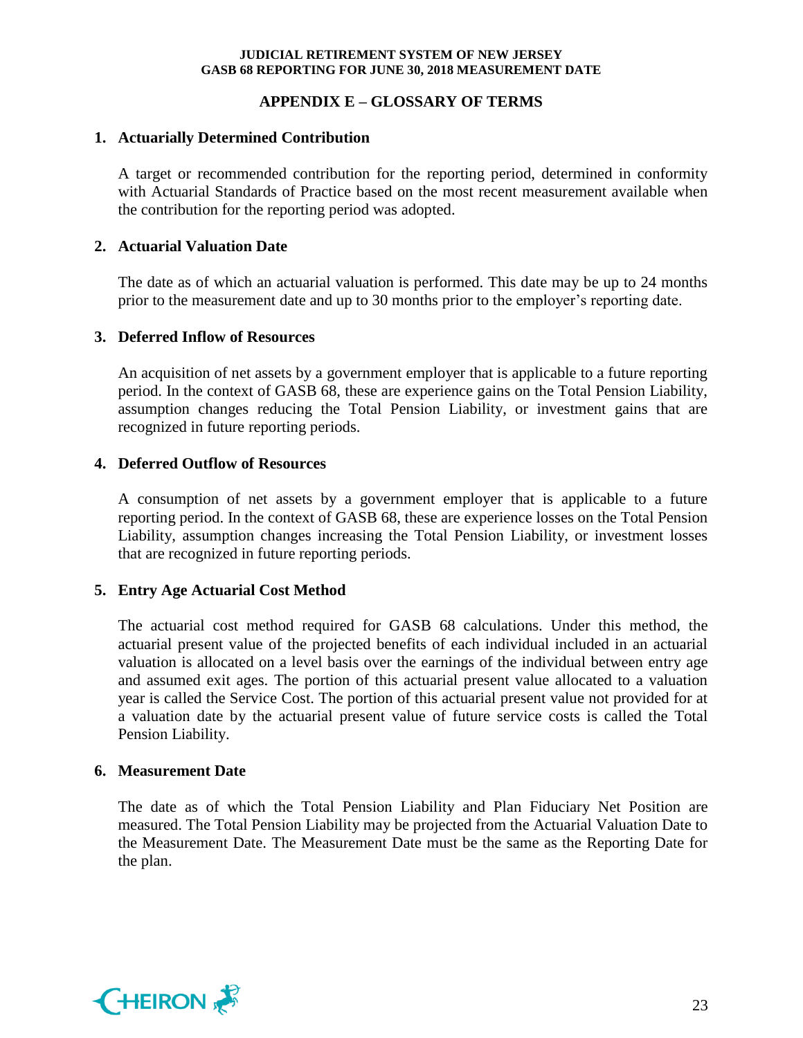## APPENDIX E – GLOSSARY OF TERMS

**1. Actuarially Determined Contribution**

A target or recommended contribution for the reporting period, determined in conformity with Actuarial Standards of Practice based on the most recent measurement available when the contribution for the reporting period was adopted.

**2. Actuarial Valuation Date**

The date as of which an actuarial valuation is performed. This date may be up to 24 months prior to the measurement date and up to 30 months prior to the employer's reporting date.

**3. Deferred Inflow of Resources**

An acquisition of net assets by a government employer that is applicable to a future reporting period. In the context of GASB 68, these are experience gains on the Total Pension Liability, assumption changes reducing the Total Pension Liability, or investment gains that are recognized in future reporting periods.

**4. Deferred Outflow of Resources**

A consumption of net assets by a government employer that is applicable to a future reporting period. In the context of GASB 68, these are experience losses on the Total Pension Liability, assumption changes increasing the Total Pension Liability, or investment losses that are recognized in future reporting periods.

**5. Entry Age Actuarial Cost Method**

The actuarial cost method required for GASB 68 calculations. Under this method, the actuarial present value of the projected benefits of each individual included in an actuarial valuation is allocated on a level basis over the earnings of the individual between entry age and assumed exit ages. The portion of this actuarial present value allocated to a valuation year is called the Service Cost. The portion of this actuarial present value not provided for at a valuation date by the actuarial present value of future service costs is called the Total Pension Liability.

**6. Measurement Date**

The date as of which the Total Pension Liability and Plan Fiduciary Net Position are measured. The Total Pension Liability may be projected from the Actuarial Valuation Date to the Measurement Date. The Measurement Date must be the same as the Reporting Date for the plan.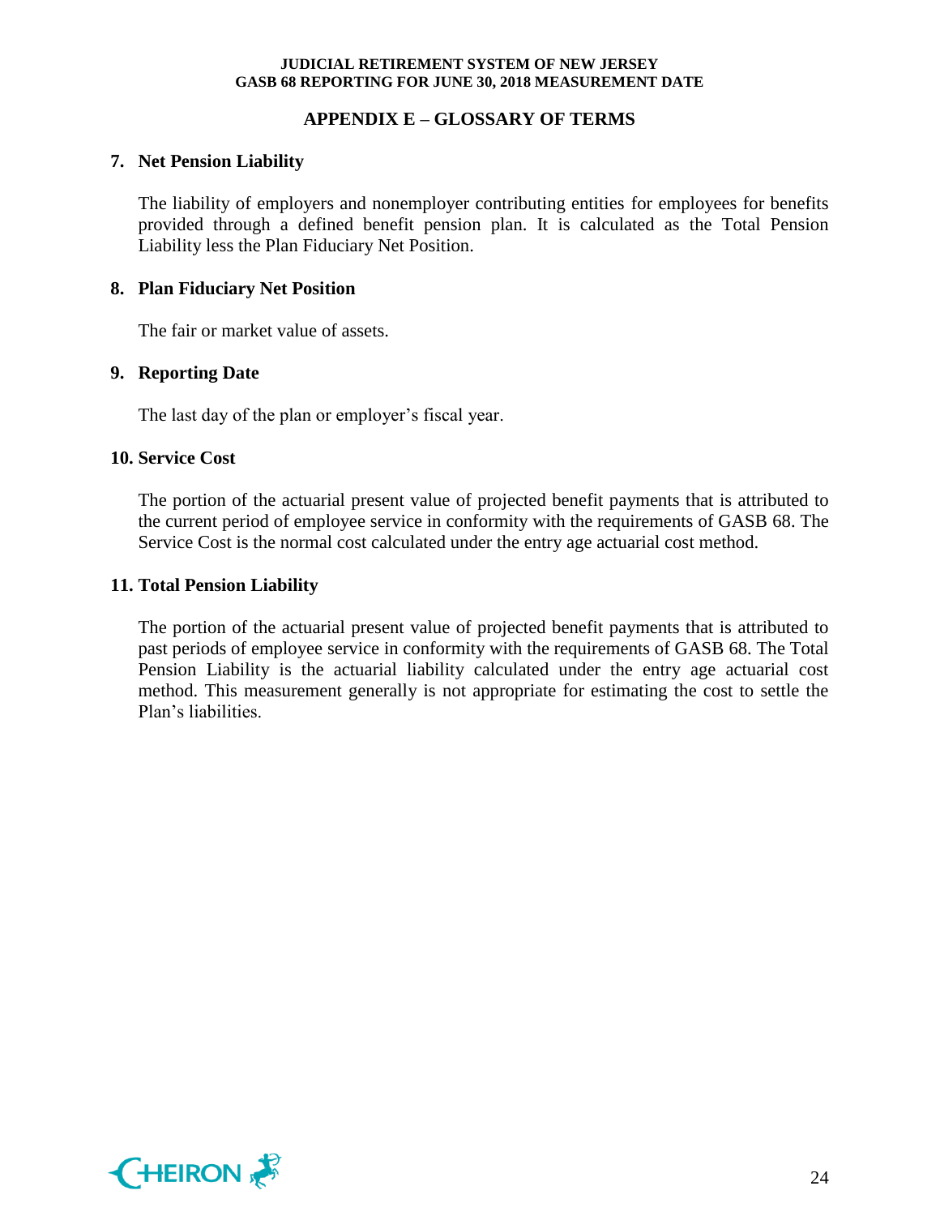## APPENDIX E – GLOSSARY OF TERMS

### 7. Net Pension Liability

The liability of employers and nonemployer contributing entities for employees for benefits provided through a defined benefit pension plan. It is calculated as the Total Pension Liability less the Plan Fiduciary Net Position.

### 8. Plan Fiduciary Net Position

The fair or market value of assets.

### 9. Reporting Date

The last day of the plan or employer's fiscal year.

### 10. Service Cost

The portion of the actuarial present value of projected benefit payments that is attributed to the current period of employee service in conformity with the requirements of GASB 68. The Service Cost is the normal cost calculated under the entry age actuarial cost method.

### 11. Total Pension Liability

The portion of the actuarial present value of projected benefit payments that is attributed to past periods of employee service in conformity with the requirements of GASB 68. The Total Pension Liability is the actuarial liability calculated under the entry age actuarial cost method. This measurement generally is not appropriate for estimating the cost to settle the Plan's liabilities.